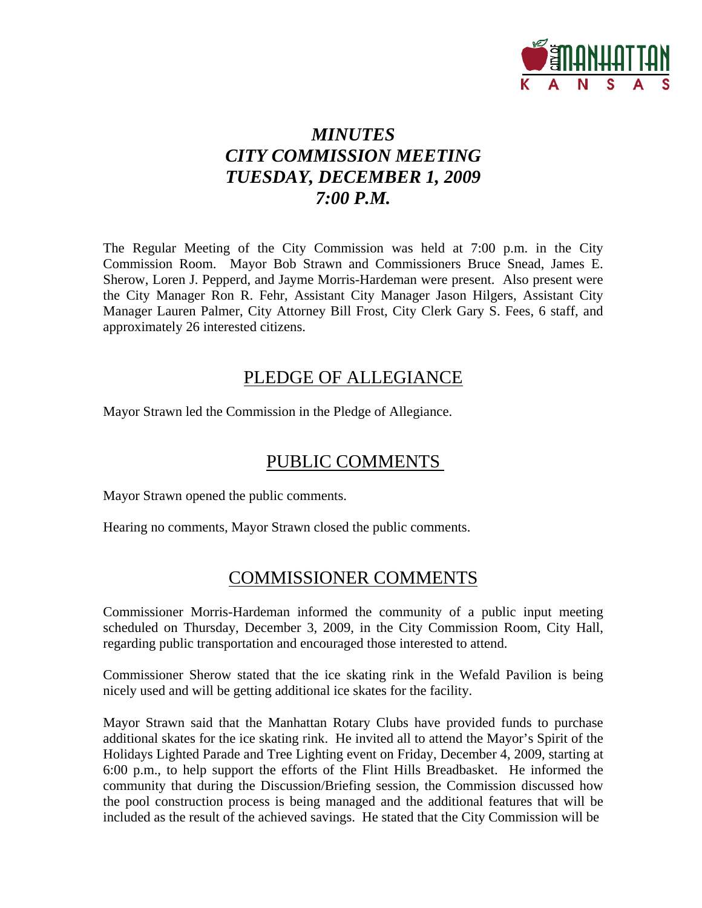# *MINUTES*
# *CITY COMMISSION MEETING*
# *TUESDAY, DECEMBER 1, 2009*
# *7:00 P.M.*

The Regular Meeting of the City Commission was held at 7:00 p.m. in the City Commission Room. Mayor Bob Strawn and Commissioners Bruce Snead, James E. Sherow, Loren J. Pepperd, and Jayme Morris-Hardeman were present. Also present were the City Manager Ron R. Fehr, Assistant City Manager Jason Hilgers, Assistant City Manager Lauren Palmer, City Attorney Bill Frost, City Clerk Gary S. Fees, 6 staff, and approximately 26 interested citizens.

## PLEDGE OF ALLEGIANCE

Mayor Strawn led the Commission in the Pledge of Allegiance.

## PUBLIC COMMENTS

Mayor Strawn opened the public comments.

Hearing no comments, Mayor Strawn closed the public comments.

## COMMISSIONER COMMENTS

Commissioner Morris-Hardeman informed the community of a public input meeting scheduled on Thursday, December 3, 2009, in the City Commission Room, City Hall, regarding public transportation and encouraged those interested to attend.

Commissioner Sherow stated that the ice skating rink in the Wefald Pavilion is being nicely used and will be getting additional ice skates for the facility.

Mayor Strawn said that the Manhattan Rotary Clubs have provided funds to purchase additional skates for the ice skating rink. He invited all to attend the Mayor's Spirit of the Holidays Lighted Parade and Tree Lighting event on Friday, December 4, 2009, starting at 6:00 p.m., to help support the efforts of the Flint Hills Breadbasket. He informed the community that during the Discussion/Briefing session, the Commission discussed how the pool construction process is being managed and the additional features that will be included as the result of the achieved savings. He stated that the City Commission will be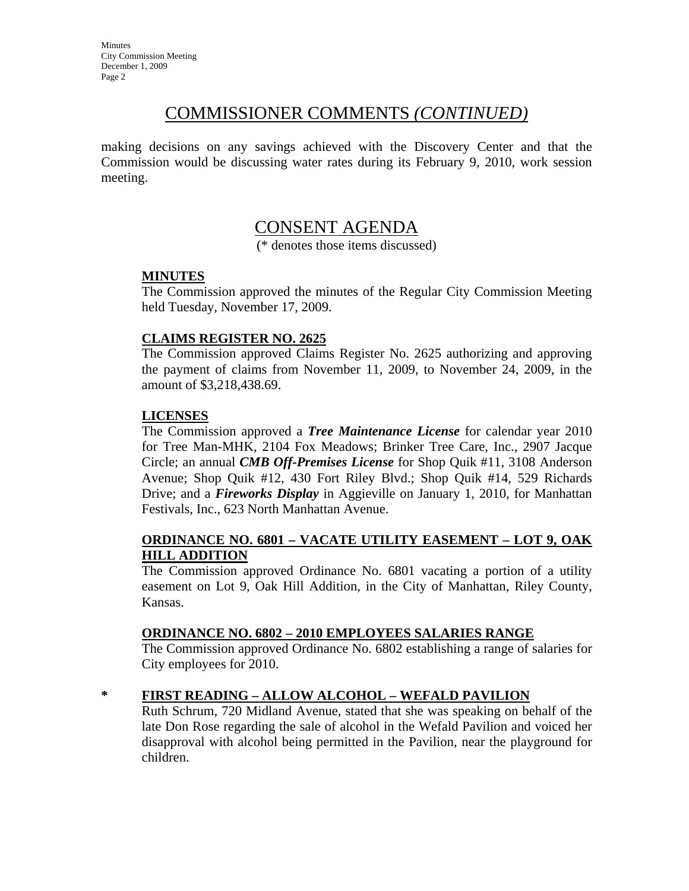# COMMISSIONER COMMENTS *(CONTINUED)*

making decisions on any savings achieved with the Discovery Center and that the Commission would be discussing water rates during its February 9, 2010, work session meeting.

# CONSENT AGENDA

(* denotes those items discussed)

**MINUTES**

The Commission approved the minutes of the Regular City Commission Meeting held Tuesday, November 17, 2009.

**CLAIMS REGISTER NO. 2625**

The Commission approved Claims Register No. 2625 authorizing and approving the payment of claims from November 11, 2009, to November 24, 2009, in the amount of $3,218,438.69.

**LICENSES**

The Commission approved a ***Tree Maintenance License*** for calendar year 2010 for Tree Man-MHK, 2104 Fox Meadows; Brinker Tree Care, Inc., 2907 Jacque Circle; an annual ***CMB Off-Premises License*** for Shop Quik #11, 3108 Anderson Avenue; Shop Quik #12, 430 Fort Riley Blvd.; Shop Quik #14, 529 Richards Drive; and a ***Fireworks Display*** in Aggieville on January 1, 2010, for Manhattan Festivals, Inc., 623 North Manhattan Avenue.

**ORDINANCE NO. 6801 – VACATE UTILITY EASEMENT – LOT 9, OAK HILL ADDITION**

The Commission approved Ordinance No. 6801 vacating a portion of a utility easement on Lot 9, Oak Hill Addition, in the City of Manhattan, Riley County, Kansas.

**ORDINANCE NO. 6802 – 2010 EMPLOYEES SALARIES RANGE**

The Commission approved Ordinance No. 6802 establishing a range of salaries for City employees for 2010.

\* **FIRST READING – ALLOW ALCOHOL – WEFALD PAVILION**

Ruth Schrum, 720 Midland Avenue, stated that she was speaking on behalf of the late Don Rose regarding the sale of alcohol in the Wefald Pavilion and voiced her disapproval with alcohol being permitted in the Pavilion, near the playground for children.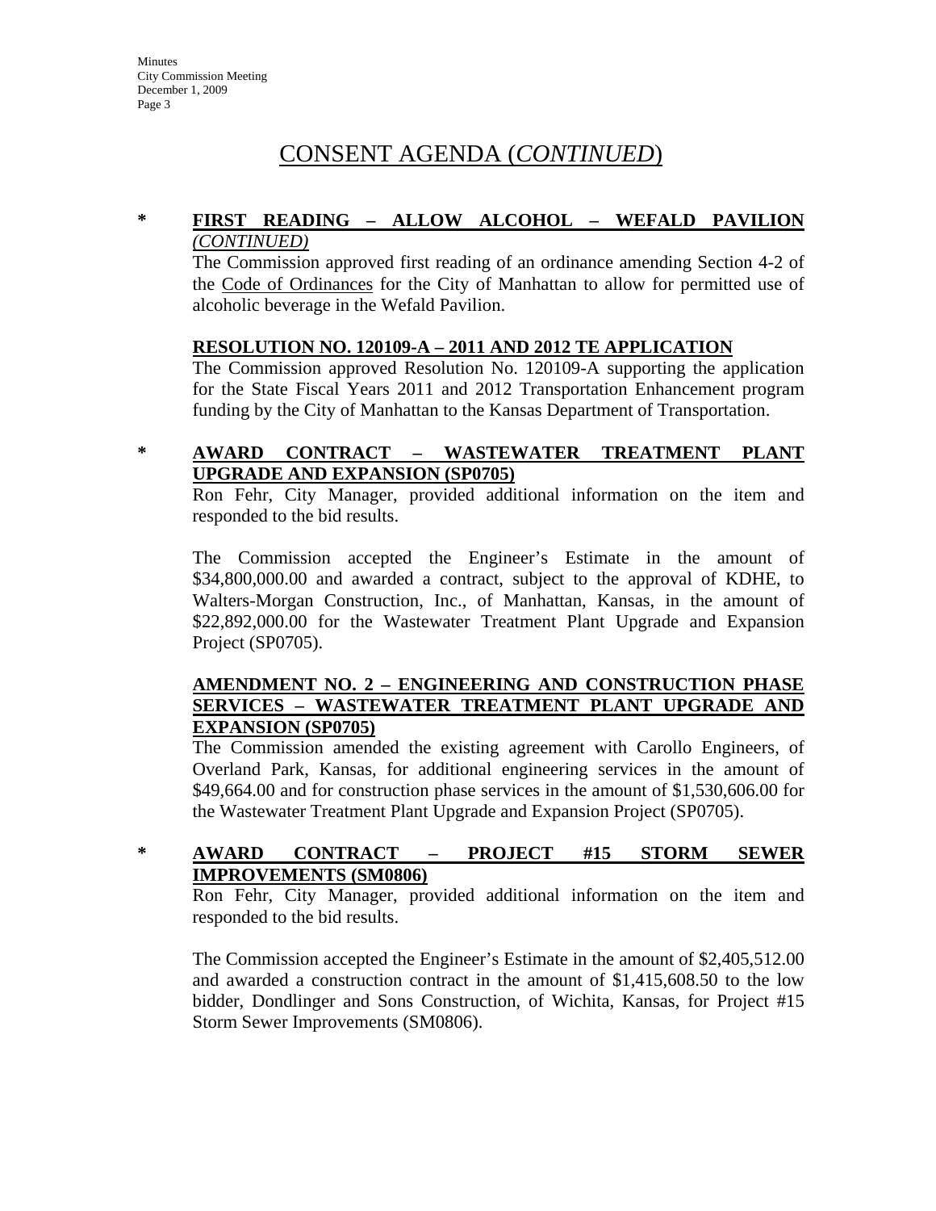# CONSENT AGENDA (*CONTINUED*)

\* **FIRST READING – ALLOW ALCOHOL – WEFALD PAVILION *(CONTINUED)***

The Commission approved first reading of an ordinance amending Section 4-2 of the Code of Ordinances for the City of Manhattan to allow for permitted use of alcoholic beverage in the Wefald Pavilion.

**RESOLUTION NO. 120109-A – 2011 AND 2012 TE APPLICATION**

The Commission approved Resolution No. 120109-A supporting the application for the State Fiscal Years 2011 and 2012 Transportation Enhancement program funding by the City of Manhattan to the Kansas Department of Transportation.

\* **AWARD CONTRACT – WASTEWATER TREATMENT PLANT UPGRADE AND EXPANSION (SP0705)**

Ron Fehr, City Manager, provided additional information on the item and responded to the bid results.

The Commission accepted the Engineer's Estimate in the amount of $34,800,000.00 and awarded a contract, subject to the approval of KDHE, to Walters-Morgan Construction, Inc., of Manhattan, Kansas, in the amount of $22,892,000.00 for the Wastewater Treatment Plant Upgrade and Expansion Project (SP0705).

**AMENDMENT NO. 2 – ENGINEERING AND CONSTRUCTION PHASE SERVICES – WASTEWATER TREATMENT PLANT UPGRADE AND EXPANSION (SP0705)**

The Commission amended the existing agreement with Carollo Engineers, of Overland Park, Kansas, for additional engineering services in the amount of $49,664.00 and for construction phase services in the amount of $1,530,606.00 for the Wastewater Treatment Plant Upgrade and Expansion Project (SP0705).

\* **AWARD CONTRACT – PROJECT #15 STORM SEWER IMPROVEMENTS (SM0806)**

Ron Fehr, City Manager, provided additional information on the item and responded to the bid results.

The Commission accepted the Engineer's Estimate in the amount of $2,405,512.00 and awarded a construction contract in the amount of $1,415,608.50 to the low bidder, Dondlinger and Sons Construction, of Wichita, Kansas, for Project #15 Storm Sewer Improvements (SM0806).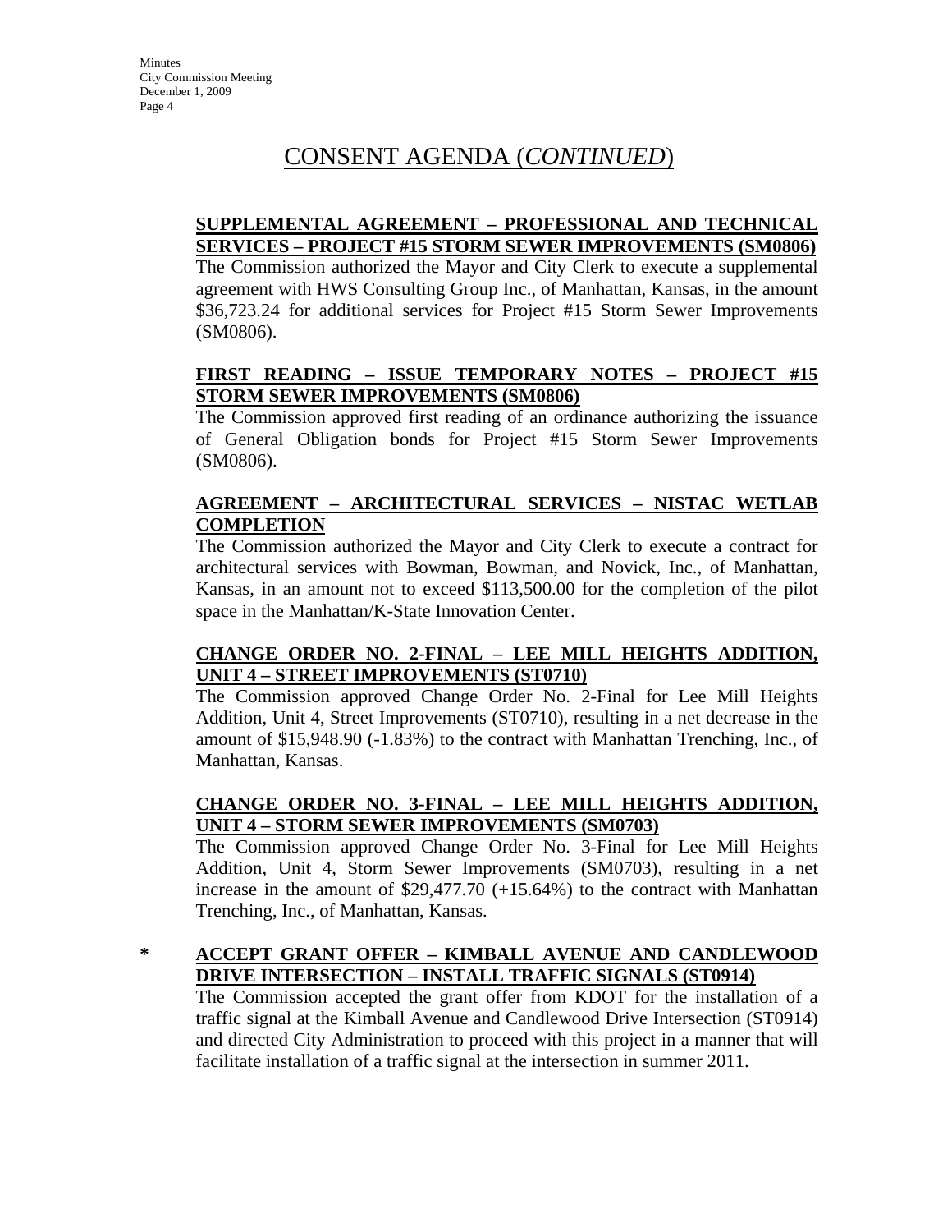# CONSENT AGENDA (*CONTINUED*)

**SUPPLEMENTAL AGREEMENT – PROFESSIONAL AND TECHNICAL SERVICES – PROJECT #15 STORM SEWER IMPROVEMENTS (SM0806)**

The Commission authorized the Mayor and City Clerk to execute a supplemental agreement with HWS Consulting Group Inc., of Manhattan, Kansas, in the amount $36,723.24 for additional services for Project #15 Storm Sewer Improvements (SM0806).

**FIRST READING – ISSUE TEMPORARY NOTES – PROJECT #15 STORM SEWER IMPROVEMENTS (SM0806)**

The Commission approved first reading of an ordinance authorizing the issuance of General Obligation bonds for Project #15 Storm Sewer Improvements (SM0806).

**AGREEMENT – ARCHITECTURAL SERVICES – NISTAC WETLAB COMPLETION**

The Commission authorized the Mayor and City Clerk to execute a contract for architectural services with Bowman, Bowman, and Novick, Inc., of Manhattan, Kansas, in an amount not to exceed $113,500.00 for the completion of the pilot space in the Manhattan/K-State Innovation Center.

**CHANGE ORDER NO. 2-FINAL – LEE MILL HEIGHTS ADDITION, UNIT 4 – STREET IMPROVEMENTS (ST0710)**

The Commission approved Change Order No. 2-Final for Lee Mill Heights Addition, Unit 4, Street Improvements (ST0710), resulting in a net decrease in the amount of $15,948.90 (-1.83%) to the contract with Manhattan Trenching, Inc., of Manhattan, Kansas.

**CHANGE ORDER NO. 3-FINAL – LEE MILL HEIGHTS ADDITION, UNIT 4 – STORM SEWER IMPROVEMENTS (SM0703)**

The Commission approved Change Order No. 3-Final for Lee Mill Heights Addition, Unit 4, Storm Sewer Improvements (SM0703), resulting in a net increase in the amount of $29,477.70 (+15.64%) to the contract with Manhattan Trenching, Inc., of Manhattan, Kansas.

\* **ACCEPT GRANT OFFER – KIMBALL AVENUE AND CANDLEWOOD DRIVE INTERSECTION – INSTALL TRAFFIC SIGNALS (ST0914)**

The Commission accepted the grant offer from KDOT for the installation of a traffic signal at the Kimball Avenue and Candlewood Drive Intersection (ST0914) and directed City Administration to proceed with this project in a manner that will facilitate installation of a traffic signal at the intersection in summer 2011.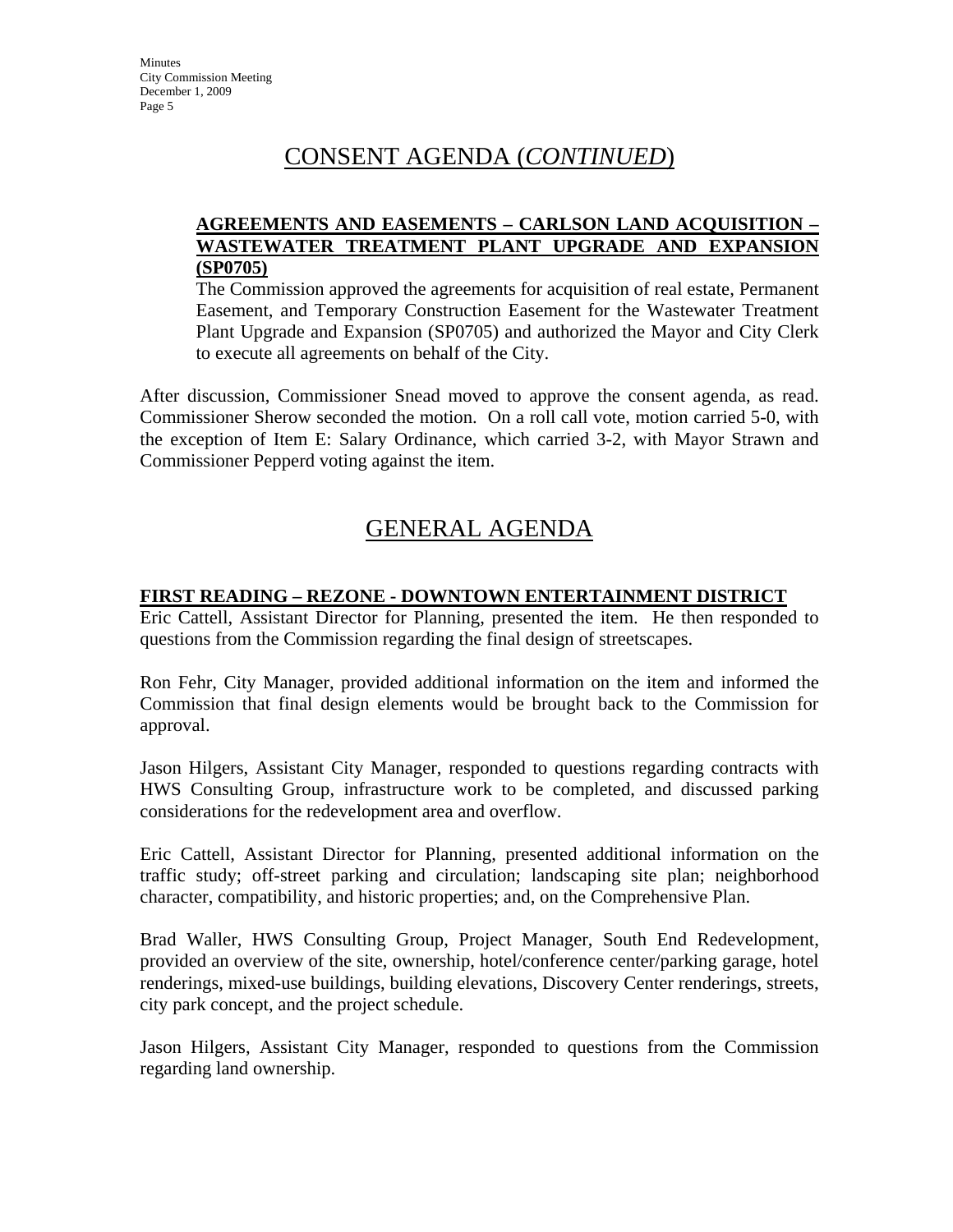# CONSENT AGENDA (*CONTINUED*)

**AGREEMENTS AND EASEMENTS – CARLSON LAND ACQUISITION – WASTEWATER TREATMENT PLANT UPGRADE AND EXPANSION (SP0705)**

The Commission approved the agreements for acquisition of real estate, Permanent Easement, and Temporary Construction Easement for the Wastewater Treatment Plant Upgrade and Expansion (SP0705) and authorized the Mayor and City Clerk to execute all agreements on behalf of the City.

After discussion, Commissioner Snead moved to approve the consent agenda, as read. Commissioner Sherow seconded the motion. On a roll call vote, motion carried 5-0, with the exception of Item E: Salary Ordinance, which carried 3-2, with Mayor Strawn and Commissioner Pepperd voting against the item.

# GENERAL AGENDA

**FIRST READING – REZONE - DOWNTOWN ENTERTAINMENT DISTRICT**

Eric Cattell, Assistant Director for Planning, presented the item. He then responded to questions from the Commission regarding the final design of streetscapes.

Ron Fehr, City Manager, provided additional information on the item and informed the Commission that final design elements would be brought back to the Commission for approval.

Jason Hilgers, Assistant City Manager, responded to questions regarding contracts with HWS Consulting Group, infrastructure work to be completed, and discussed parking considerations for the redevelopment area and overflow.

Eric Cattell, Assistant Director for Planning, presented additional information on the traffic study; off-street parking and circulation; landscaping site plan; neighborhood character, compatibility, and historic properties; and, on the Comprehensive Plan.

Brad Waller, HWS Consulting Group, Project Manager, South End Redevelopment, provided an overview of the site, ownership, hotel/conference center/parking garage, hotel renderings, mixed-use buildings, building elevations, Discovery Center renderings, streets, city park concept, and the project schedule.

Jason Hilgers, Assistant City Manager, responded to questions from the Commission regarding land ownership.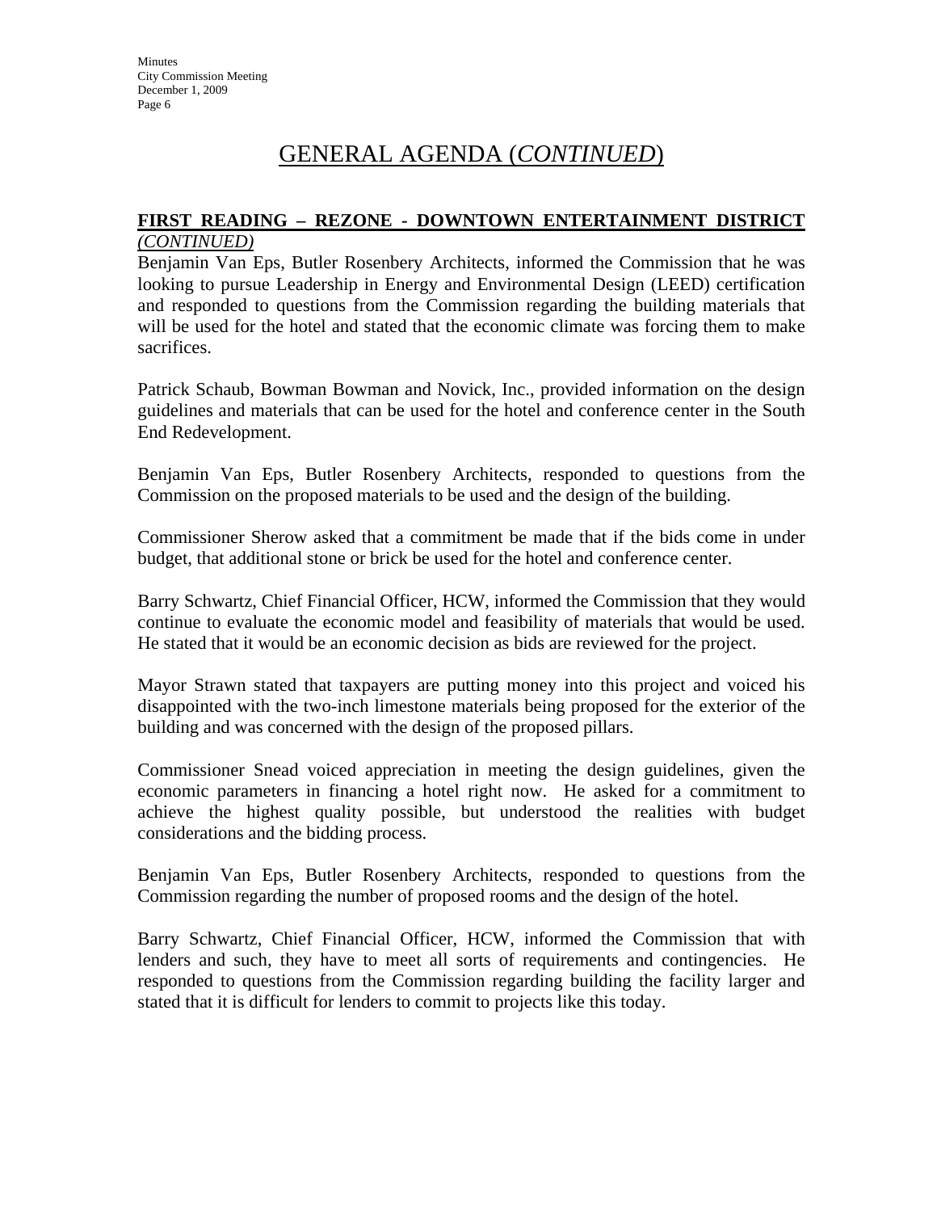# GENERAL AGENDA (*CONTINUED*)

**FIRST READING – REZONE - DOWNTOWN ENTERTAINMENT DISTRICT** ***(CONTINUED)***

Benjamin Van Eps, Butler Rosenbery Architects, informed the Commission that he was looking to pursue Leadership in Energy and Environmental Design (LEED) certification and responded to questions from the Commission regarding the building materials that will be used for the hotel and stated that the economic climate was forcing them to make sacrifices.

Patrick Schaub, Bowman Bowman and Novick, Inc., provided information on the design guidelines and materials that can be used for the hotel and conference center in the South End Redevelopment.

Benjamin Van Eps, Butler Rosenbery Architects, responded to questions from the Commission on the proposed materials to be used and the design of the building.

Commissioner Sherow asked that a commitment be made that if the bids come in under budget, that additional stone or brick be used for the hotel and conference center.

Barry Schwartz, Chief Financial Officer, HCW, informed the Commission that they would continue to evaluate the economic model and feasibility of materials that would be used. He stated that it would be an economic decision as bids are reviewed for the project.

Mayor Strawn stated that taxpayers are putting money into this project and voiced his disappointed with the two-inch limestone materials being proposed for the exterior of the building and was concerned with the design of the proposed pillars.

Commissioner Snead voiced appreciation in meeting the design guidelines, given the economic parameters in financing a hotel right now. He asked for a commitment to achieve the highest quality possible, but understood the realities with budget considerations and the bidding process.

Benjamin Van Eps, Butler Rosenbery Architects, responded to questions from the Commission regarding the number of proposed rooms and the design of the hotel.

Barry Schwartz, Chief Financial Officer, HCW, informed the Commission that with lenders and such, they have to meet all sorts of requirements and contingencies. He responded to questions from the Commission regarding building the facility larger and stated that it is difficult for lenders to commit to projects like this today.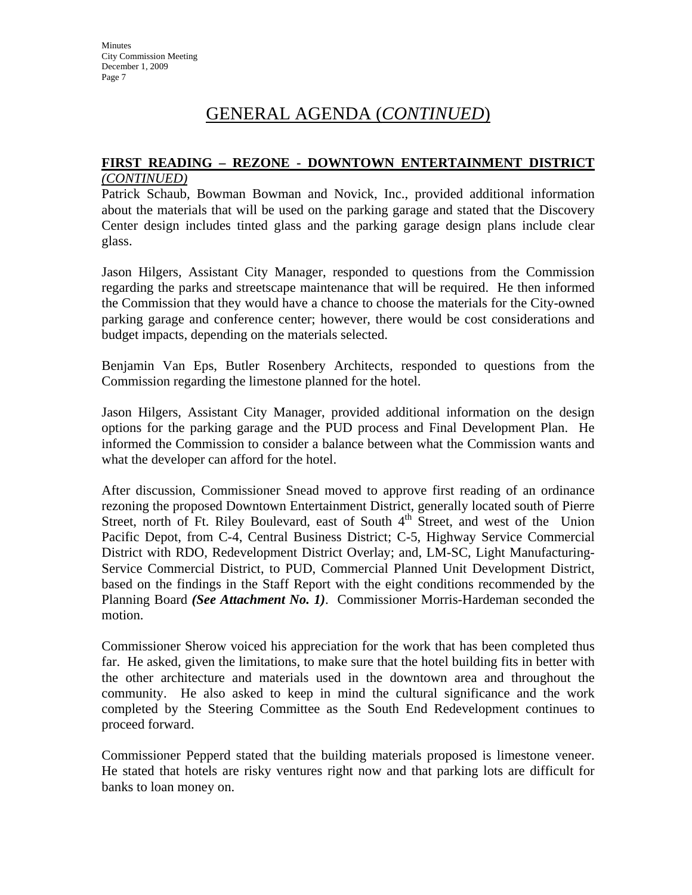## GENERAL AGENDA (*CONTINUED*)

**FIRST READING – REZONE - DOWNTOWN ENTERTAINMENT DISTRICT** *(CONTINUED)*

Patrick Schaub, Bowman Bowman and Novick, Inc., provided additional information about the materials that will be used on the parking garage and stated that the Discovery Center design includes tinted glass and the parking garage design plans include clear glass.

Jason Hilgers, Assistant City Manager, responded to questions from the Commission regarding the parks and streetscape maintenance that will be required. He then informed the Commission that they would have a chance to choose the materials for the City-owned parking garage and conference center; however, there would be cost considerations and budget impacts, depending on the materials selected.

Benjamin Van Eps, Butler Rosenbery Architects, responded to questions from the Commission regarding the limestone planned for the hotel.

Jason Hilgers, Assistant City Manager, provided additional information on the design options for the parking garage and the PUD process and Final Development Plan. He informed the Commission to consider a balance between what the Commission wants and what the developer can afford for the hotel.

After discussion, Commissioner Snead moved to approve first reading of an ordinance rezoning the proposed Downtown Entertainment District, generally located south of Pierre Street, north of Ft. Riley Boulevard, east of South 4th Street, and west of the Union Pacific Depot, from C-4, Central Business District; C-5, Highway Service Commercial District with RDO, Redevelopment District Overlay; and, LM-SC, Light Manufacturing-Service Commercial District, to PUD, Commercial Planned Unit Development District, based on the findings in the Staff Report with the eight conditions recommended by the Planning Board ***(See Attachment No. 1)***. Commissioner Morris-Hardeman seconded the motion.

Commissioner Sherow voiced his appreciation for the work that has been completed thus far. He asked, given the limitations, to make sure that the hotel building fits in better with the other architecture and materials used in the downtown area and throughout the community. He also asked to keep in mind the cultural significance and the work completed by the Steering Committee as the South End Redevelopment continues to proceed forward.

Commissioner Pepperd stated that the building materials proposed is limestone veneer. He stated that hotels are risky ventures right now and that parking lots are difficult for banks to loan money on.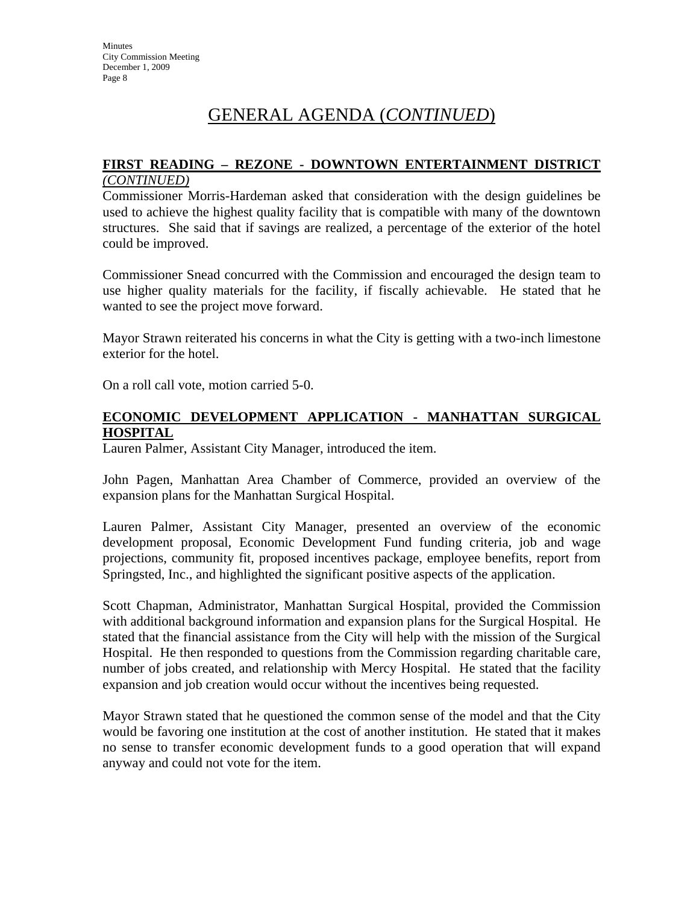# GENERAL AGENDA (*CONTINUED*)

**FIRST READING – REZONE - DOWNTOWN ENTERTAINMENT DISTRICT *(CONTINUED)***

Commissioner Morris-Hardeman asked that consideration with the design guidelines be used to achieve the highest quality facility that is compatible with many of the downtown structures. She said that if savings are realized, a percentage of the exterior of the hotel could be improved.

Commissioner Snead concurred with the Commission and encouraged the design team to use higher quality materials for the facility, if fiscally achievable. He stated that he wanted to see the project move forward.

Mayor Strawn reiterated his concerns in what the City is getting with a two-inch limestone exterior for the hotel.

On a roll call vote, motion carried 5-0.

**ECONOMIC DEVELOPMENT APPLICATION - MANHATTAN SURGICAL HOSPITAL**

Lauren Palmer, Assistant City Manager, introduced the item.

John Pagen, Manhattan Area Chamber of Commerce, provided an overview of the expansion plans for the Manhattan Surgical Hospital.

Lauren Palmer, Assistant City Manager, presented an overview of the economic development proposal, Economic Development Fund funding criteria, job and wage projections, community fit, proposed incentives package, employee benefits, report from Springsted, Inc., and highlighted the significant positive aspects of the application.

Scott Chapman, Administrator, Manhattan Surgical Hospital, provided the Commission with additional background information and expansion plans for the Surgical Hospital. He stated that the financial assistance from the City will help with the mission of the Surgical Hospital. He then responded to questions from the Commission regarding charitable care, number of jobs created, and relationship with Mercy Hospital. He stated that the facility expansion and job creation would occur without the incentives being requested.

Mayor Strawn stated that he questioned the common sense of the model and that the City would be favoring one institution at the cost of another institution. He stated that it makes no sense to transfer economic development funds to a good operation that will expand anyway and could not vote for the item.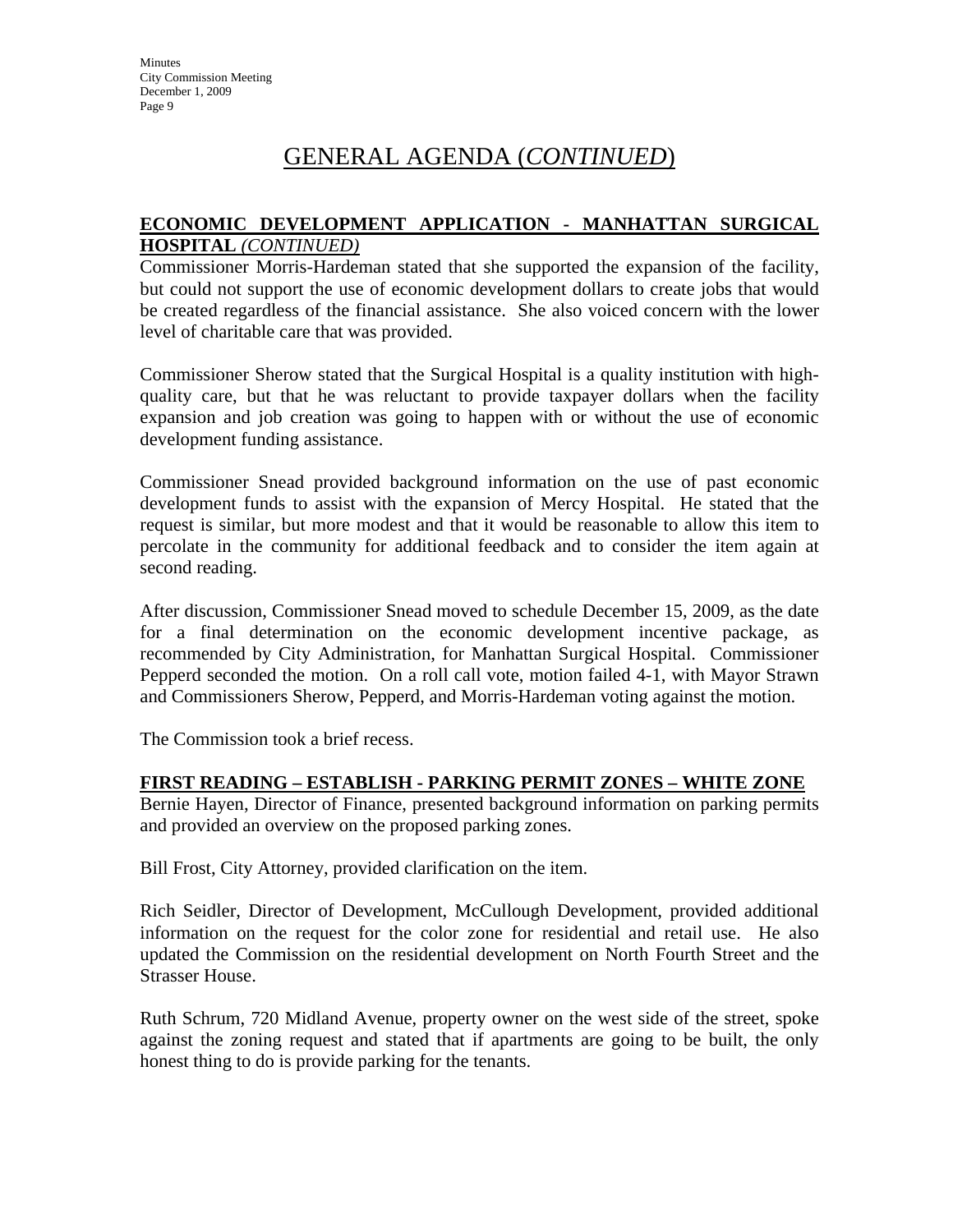# GENERAL AGENDA (*CONTINUED*)

**ECONOMIC DEVELOPMENT APPLICATION - MANHATTAN SURGICAL HOSPITAL** ***(CONTINUED)***

Commissioner Morris-Hardeman stated that she supported the expansion of the facility, but could not support the use of economic development dollars to create jobs that would be created regardless of the financial assistance. She also voiced concern with the lower level of charitable care that was provided.

Commissioner Sherow stated that the Surgical Hospital is a quality institution with high-quality care, but that he was reluctant to provide taxpayer dollars when the facility expansion and job creation was going to happen with or without the use of economic development funding assistance.

Commissioner Snead provided background information on the use of past economic development funds to assist with the expansion of Mercy Hospital. He stated that the request is similar, but more modest and that it would be reasonable to allow this item to percolate in the community for additional feedback and to consider the item again at second reading.

After discussion, Commissioner Snead moved to schedule December 15, 2009, as the date for a final determination on the economic development incentive package, as recommended by City Administration, for Manhattan Surgical Hospital. Commissioner Pepperd seconded the motion. On a roll call vote, motion failed 4-1, with Mayor Strawn and Commissioners Sherow, Pepperd, and Morris-Hardeman voting against the motion.

The Commission took a brief recess.

**FIRST READING – ESTABLISH - PARKING PERMIT ZONES – WHITE ZONE**

Bernie Hayen, Director of Finance, presented background information on parking permits and provided an overview on the proposed parking zones.

Bill Frost, City Attorney, provided clarification on the item.

Rich Seidler, Director of Development, McCullough Development, provided additional information on the request for the color zone for residential and retail use. He also updated the Commission on the residential development on North Fourth Street and the Strasser House.

Ruth Schrum, 720 Midland Avenue, property owner on the west side of the street, spoke against the zoning request and stated that if apartments are going to be built, the only honest thing to do is provide parking for the tenants.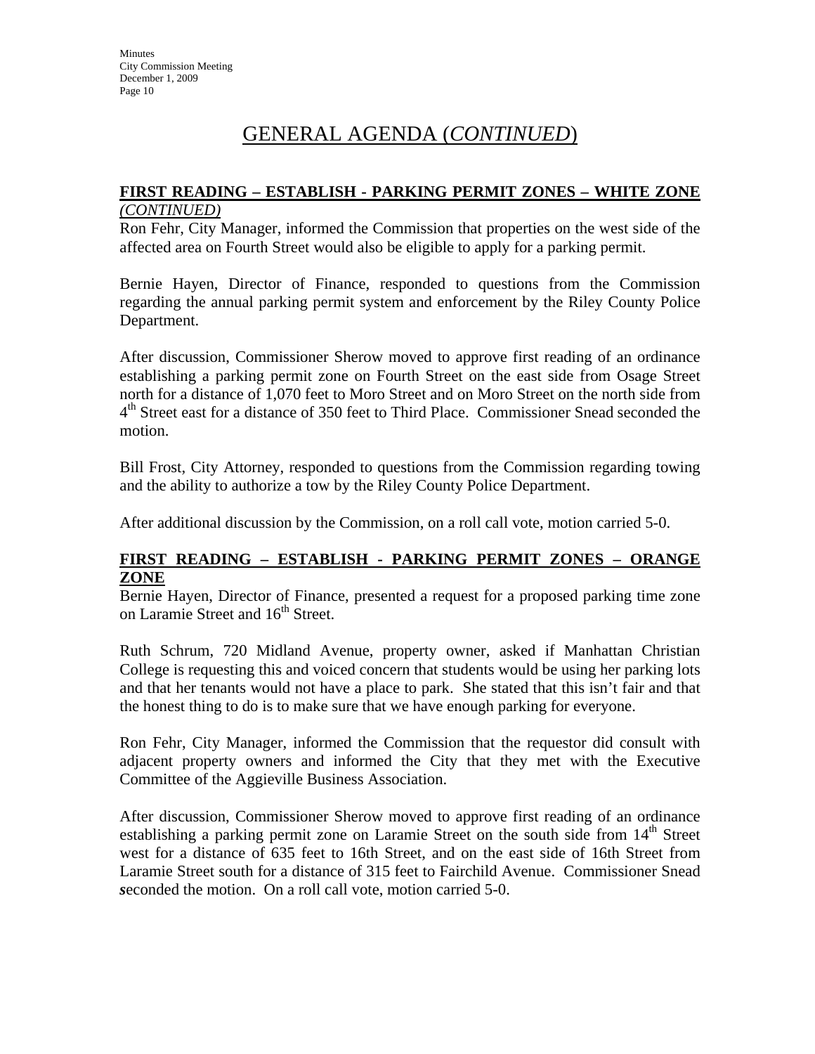# GENERAL AGENDA (*CONTINUED*)

## FIRST READING – ESTABLISH - PARKING PERMIT ZONES – WHITE ZONE *(CONTINUED)*

Ron Fehr, City Manager, informed the Commission that properties on the west side of the affected area on Fourth Street would also be eligible to apply for a parking permit.

Bernie Hayen, Director of Finance, responded to questions from the Commission regarding the annual parking permit system and enforcement by the Riley County Police Department.

After discussion, Commissioner Sherow moved to approve first reading of an ordinance establishing a parking permit zone on Fourth Street on the east side from Osage Street north for a distance of 1,070 feet to Moro Street and on Moro Street on the north side from 4th Street east for a distance of 350 feet to Third Place. Commissioner Snead seconded the motion.

Bill Frost, City Attorney, responded to questions from the Commission regarding towing and the ability to authorize a tow by the Riley County Police Department.

After additional discussion by the Commission, on a roll call vote, motion carried 5-0.

## FIRST READING – ESTABLISH - PARKING PERMIT ZONES – ORANGE ZONE

Bernie Hayen, Director of Finance, presented a request for a proposed parking time zone on Laramie Street and 16th Street.

Ruth Schrum, 720 Midland Avenue, property owner, asked if Manhattan Christian College is requesting this and voiced concern that students would be using her parking lots and that her tenants would not have a place to park. She stated that this isn't fair and that the honest thing to do is to make sure that we have enough parking for everyone.

Ron Fehr, City Manager, informed the Commission that the requestor did consult with adjacent property owners and informed the City that they met with the Executive Committee of the Aggieville Business Association.

After discussion, Commissioner Sherow moved to approve first reading of an ordinance establishing a parking permit zone on Laramie Street on the south side from 14th Street west for a distance of 635 feet to 16th Street, and on the east side of 16th Street from Laramie Street south for a distance of 315 feet to Fairchild Avenue. Commissioner Snead seconded the motion. On a roll call vote, motion carried 5-0.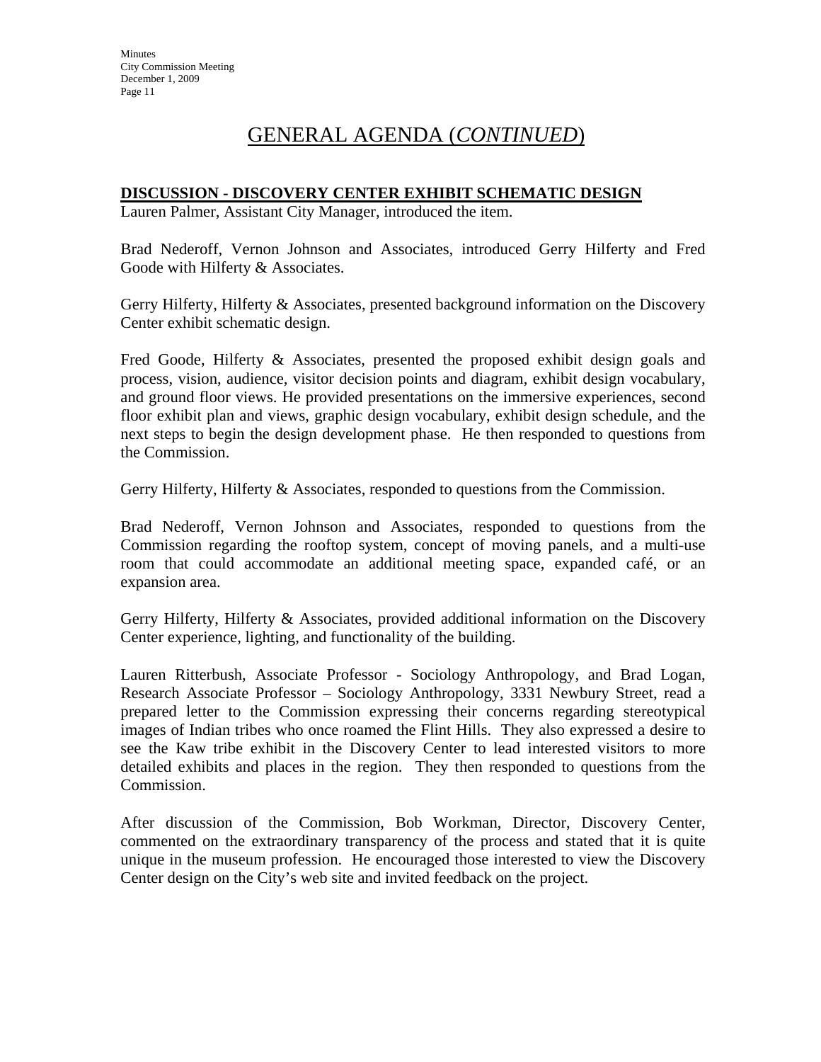# GENERAL AGENDA (*CONTINUED*)

**DISCUSSION - DISCOVERY CENTER EXHIBIT SCHEMATIC DESIGN**

Lauren Palmer, Assistant City Manager, introduced the item.

Brad Nederoff, Vernon Johnson and Associates, introduced Gerry Hilferty and Fred Goode with Hilferty & Associates.

Gerry Hilferty, Hilferty & Associates, presented background information on the Discovery Center exhibit schematic design.

Fred Goode, Hilferty & Associates, presented the proposed exhibit design goals and process, vision, audience, visitor decision points and diagram, exhibit design vocabulary, and ground floor views. He provided presentations on the immersive experiences, second floor exhibit plan and views, graphic design vocabulary, exhibit design schedule, and the next steps to begin the design development phase. He then responded to questions from the Commission.

Gerry Hilferty, Hilferty & Associates, responded to questions from the Commission.

Brad Nederoff, Vernon Johnson and Associates, responded to questions from the Commission regarding the rooftop system, concept of moving panels, and a multi-use room that could accommodate an additional meeting space, expanded café, or an expansion area.

Gerry Hilferty, Hilferty & Associates, provided additional information on the Discovery Center experience, lighting, and functionality of the building.

Lauren Ritterbush, Associate Professor - Sociology Anthropology, and Brad Logan, Research Associate Professor – Sociology Anthropology, 3331 Newbury Street, read a prepared letter to the Commission expressing their concerns regarding stereotypical images of Indian tribes who once roamed the Flint Hills. They also expressed a desire to see the Kaw tribe exhibit in the Discovery Center to lead interested visitors to more detailed exhibits and places in the region. They then responded to questions from the Commission.

After discussion of the Commission, Bob Workman, Director, Discovery Center, commented on the extraordinary transparency of the process and stated that it is quite unique in the museum profession. He encouraged those interested to view the Discovery Center design on the City's web site and invited feedback on the project.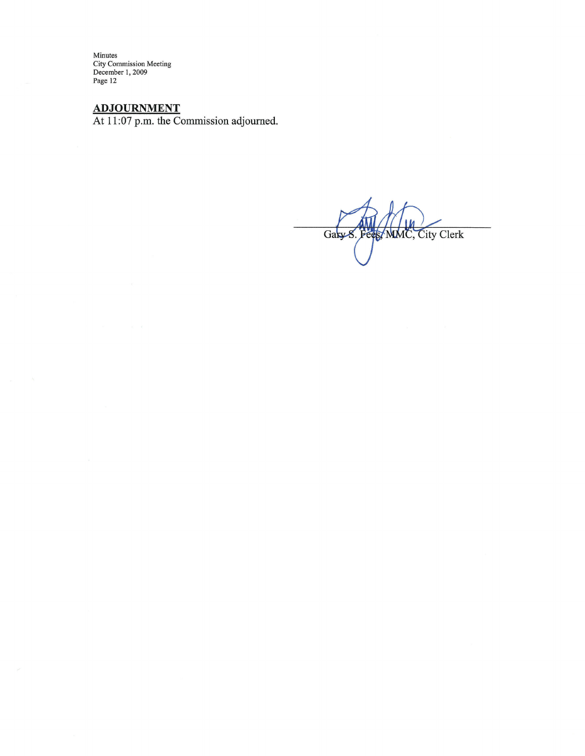## ADJOURNMENT

At 11:07 p.m. the Commission adjourned.

Gary S. Fees, MMC, City Clerk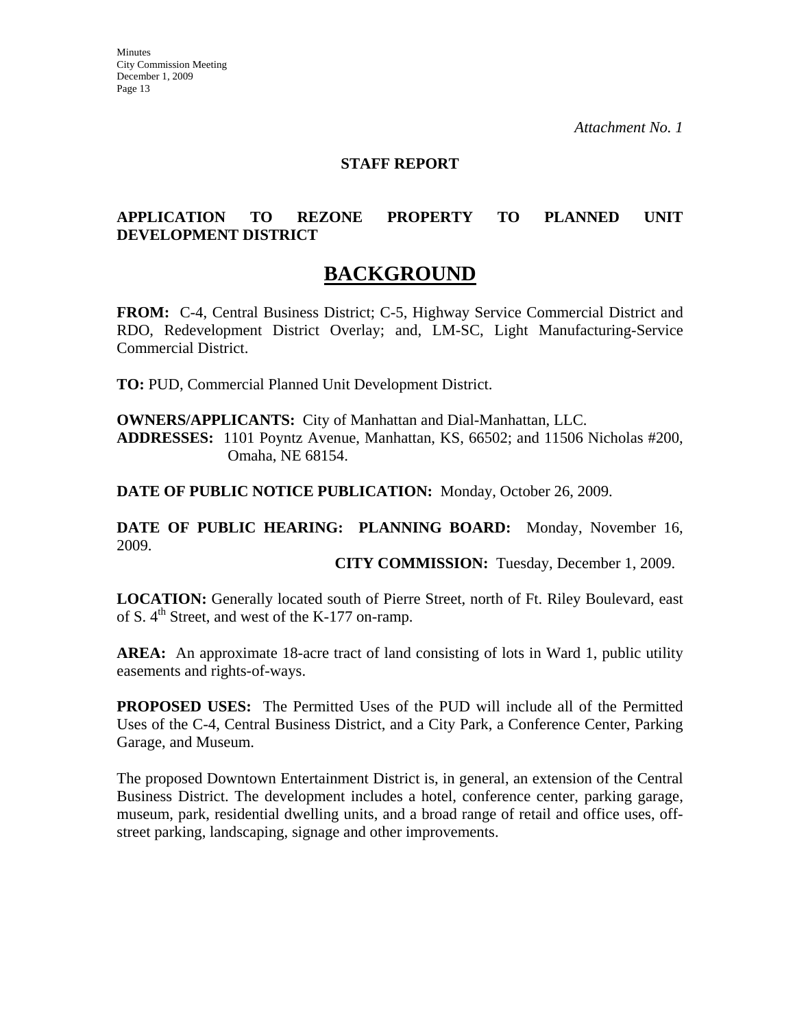*Attachment No. 1*

**STAFF REPORT**

**APPLICATION TO REZONE PROPERTY TO PLANNED UNIT DEVELOPMENT DISTRICT**

# BACKGROUND

**FROM:** C-4, Central Business District; C-5, Highway Service Commercial District and RDO, Redevelopment District Overlay; and, LM-SC, Light Manufacturing-Service Commercial District.

**TO:** PUD, Commercial Planned Unit Development District.

**OWNERS/APPLICANTS:** City of Manhattan and Dial-Manhattan, LLC.
**ADDRESSES:** 1101 Poyntz Avenue, Manhattan, KS, 66502; and 11506 Nicholas #200, Omaha, NE 68154.

**DATE OF PUBLIC NOTICE PUBLICATION:** Monday, October 26, 2009.

**DATE OF PUBLIC HEARING: PLANNING BOARD:** Monday, November 16, 2009.
**CITY COMMISSION:** Tuesday, December 1, 2009.

**LOCATION:** Generally located south of Pierre Street, north of Ft. Riley Boulevard, east of S. 4th Street, and west of the K-177 on-ramp.

**AREA:** An approximate 18-acre tract of land consisting of lots in Ward 1, public utility easements and rights-of-ways.

**PROPOSED USES:** The Permitted Uses of the PUD will include all of the Permitted Uses of the C-4, Central Business District, and a City Park, a Conference Center, Parking Garage, and Museum.

The proposed Downtown Entertainment District is, in general, an extension of the Central Business District. The development includes a hotel, conference center, parking garage, museum, park, residential dwelling units, and a broad range of retail and office uses, off-street parking, landscaping, signage and other improvements.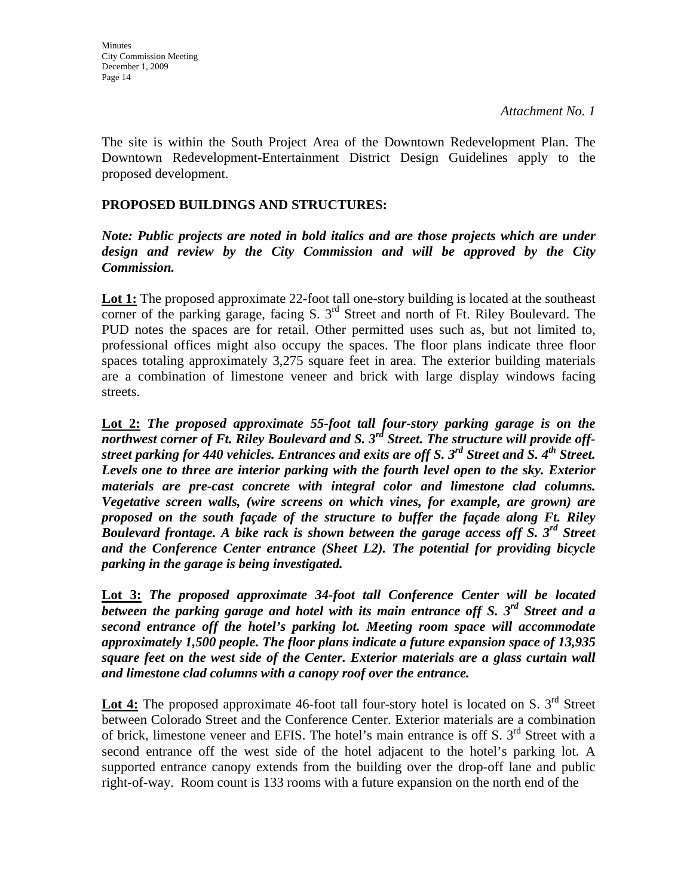*Attachment No. 1*

The site is within the South Project Area of the Downtown Redevelopment Plan. The Downtown Redevelopment-Entertainment District Design Guidelines apply to the proposed development.

**PROPOSED BUILDINGS AND STRUCTURES:**

***Note: Public projects are noted in bold italics and are those projects which are under design and review by the City Commission and will be approved by the City Commission.***

**Lot 1:** The proposed approximate 22-foot tall one-story building is located at the southeast corner of the parking garage, facing S. 3rd Street and north of Ft. Riley Boulevard. The PUD notes the spaces are for retail. Other permitted uses such as, but not limited to, professional offices might also occupy the spaces. The floor plans indicate three floor spaces totaling approximately 3,275 square feet in area. The exterior building materials are a combination of limestone veneer and brick with large display windows facing streets.

**Lot 2:** ***The proposed approximate 55-foot tall four-story parking garage is on the northwest corner of Ft. Riley Boulevard and S. 3rd Street. The structure will provide off-street parking for 440 vehicles. Entrances and exits are off S. 3rd Street and S. 4th Street. Levels one to three are interior parking with the fourth level open to the sky. Exterior materials are pre-cast concrete with integral color and limestone clad columns. Vegetative screen walls, (wire screens on which vines, for example, are grown) are proposed on the south façade of the structure to buffer the façade along Ft. Riley Boulevard frontage. A bike rack is shown between the garage access off S. 3rd Street and the Conference Center entrance (Sheet L2). The potential for providing bicycle parking in the garage is being investigated.***

**Lot 3:** ***The proposed approximate 34-foot tall Conference Center will be located between the parking garage and hotel with its main entrance off S. 3rd Street and a second entrance off the hotel's parking lot. Meeting room space will accommodate approximately 1,500 people. The floor plans indicate a future expansion space of 13,935 square feet on the west side of the Center. Exterior materials are a glass curtain wall and limestone clad columns with a canopy roof over the entrance.***

**Lot 4:** The proposed approximate 46-foot tall four-story hotel is located on S. 3rd Street between Colorado Street and the Conference Center. Exterior materials are a combination of brick, limestone veneer and EFIS. The hotel's main entrance is off S. 3rd Street with a second entrance off the west side of the hotel adjacent to the hotel's parking lot. A supported entrance canopy extends from the building over the drop-off lane and public right-of-way. Room count is 133 rooms with a future expansion on the north end of the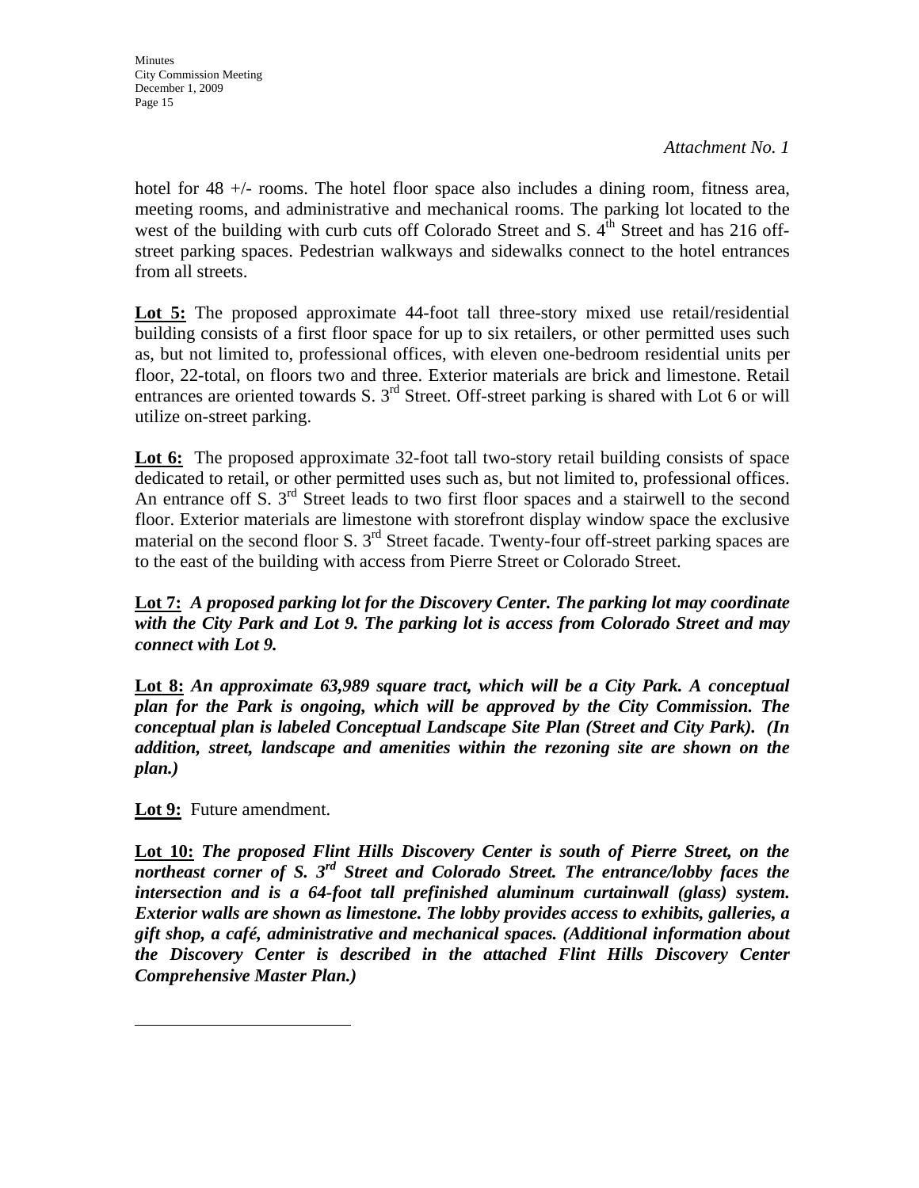*Attachment No. 1*

hotel for 48 +/- rooms. The hotel floor space also includes a dining room, fitness area, meeting rooms, and administrative and mechanical rooms. The parking lot located to the west of the building with curb cuts off Colorado Street and S. 4th Street and has 216 off-street parking spaces. Pedestrian walkways and sidewalks connect to the hotel entrances from all streets.

**Lot 5:** The proposed approximate 44-foot tall three-story mixed use retail/residential building consists of a first floor space for up to six retailers, or other permitted uses such as, but not limited to, professional offices, with eleven one-bedroom residential units per floor, 22-total, on floors two and three. Exterior materials are brick and limestone. Retail entrances are oriented towards S. 3rd Street. Off-street parking is shared with Lot 6 or will utilize on-street parking.

**Lot 6:** The proposed approximate 32-foot tall two-story retail building consists of space dedicated to retail, or other permitted uses such as, but not limited to, professional offices. An entrance off S. 3rd Street leads to two first floor spaces and a stairwell to the second floor. Exterior materials are limestone with storefront display window space the exclusive material on the second floor S. 3rd Street facade. Twenty-four off-street parking spaces are to the east of the building with access from Pierre Street or Colorado Street.

**Lot 7:** ***A proposed parking lot for the Discovery Center. The parking lot may coordinate with the City Park and Lot 9. The parking lot is access from Colorado Street and may connect with Lot 9.***

**Lot 8:** ***An approximate 63,989 square tract, which will be a City Park. A conceptual plan for the Park is ongoing, which will be approved by the City Commission. The conceptual plan is labeled Conceptual Landscape Site Plan (Street and City Park). (In addition, street, landscape and amenities within the rezoning site are shown on the plan.)***

**Lot 9:** Future amendment.

**Lot 10:** ***The proposed Flint Hills Discovery Center is south of Pierre Street, on the northeast corner of S. 3rd Street and Colorado Street. The entrance/lobby faces the intersection and is a 64-foot tall prefinished aluminum curtainwall (glass) system. Exterior walls are shown as limestone. The lobby provides access to exhibits, galleries, a gift shop, a café, administrative and mechanical spaces. (Additional information about the Discovery Center is described in the attached Flint Hills Discovery Center Comprehensive Master Plan.)***

---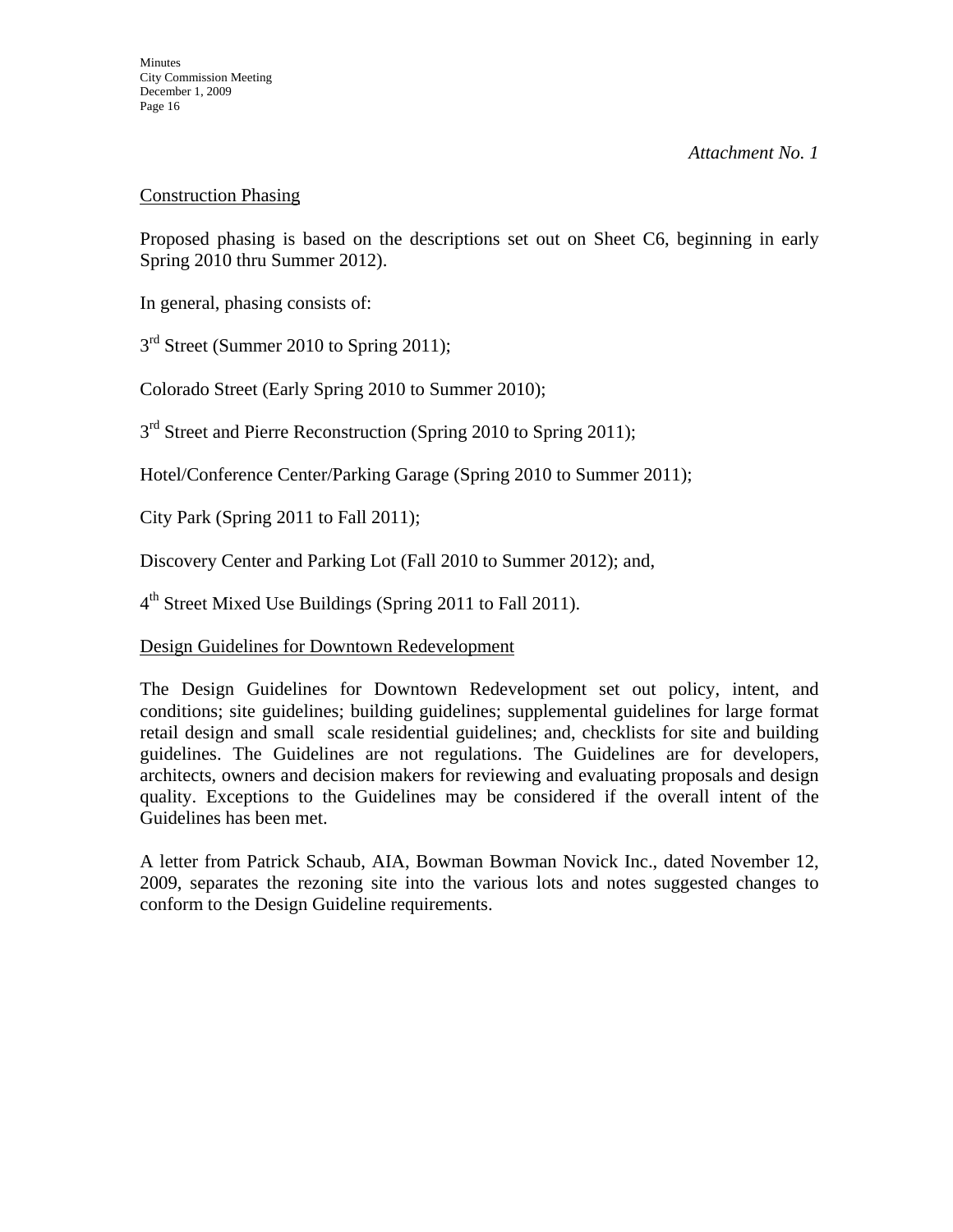*Attachment No. 1*

Construction Phasing

Proposed phasing is based on the descriptions set out on Sheet C6, beginning in early Spring 2010 thru Summer 2012).

In general, phasing consists of:

3rd Street (Summer 2010 to Spring 2011);

Colorado Street (Early Spring 2010 to Summer 2010);

3rd Street and Pierre Reconstruction (Spring 2010 to Spring 2011);

Hotel/Conference Center/Parking Garage (Spring 2010 to Summer 2011);

City Park (Spring 2011 to Fall 2011);

Discovery Center and Parking Lot (Fall 2010 to Summer 2012); and,

4th Street Mixed Use Buildings (Spring 2011 to Fall 2011).

Design Guidelines for Downtown Redevelopment

The Design Guidelines for Downtown Redevelopment set out policy, intent, and conditions; site guidelines; building guidelines; supplemental guidelines for large format retail design and small scale residential guidelines; and, checklists for site and building guidelines. The Guidelines are not regulations. The Guidelines are for developers, architects, owners and decision makers for reviewing and evaluating proposals and design quality. Exceptions to the Guidelines may be considered if the overall intent of the Guidelines has been met.

A letter from Patrick Schaub, AIA, Bowman Bowman Novick Inc., dated November 12, 2009, separates the rezoning site into the various lots and notes suggested changes to conform to the Design Guideline requirements.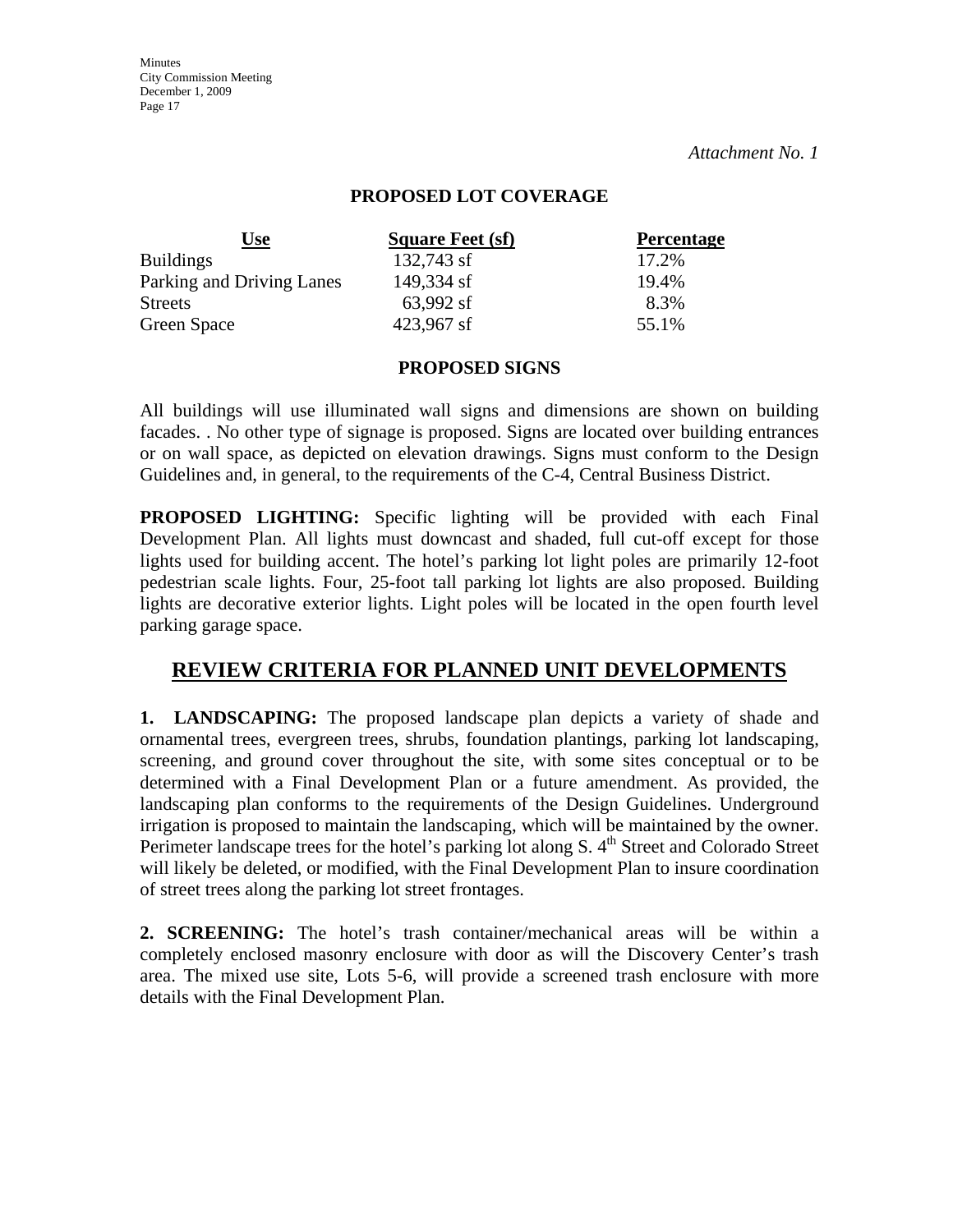*Attachment No. 1*

**PROPOSED LOT COVERAGE**

| Use | Square Feet (sf) | Percentage |
|---|---|---|
| Buildings | 132,743 sf | 17.2% |
| Parking and Driving Lanes | 149,334 sf | 19.4% |
| Streets | 63,992 sf | 8.3% |
| Green Space | 423,967 sf | 55.1% |

**PROPOSED SIGNS**

All buildings will use illuminated wall signs and dimensions are shown on building facades. . No other type of signage is proposed. Signs are located over building entrances or on wall space, as depicted on elevation drawings. Signs must conform to the Design Guidelines and, in general, to the requirements of the C-4, Central Business District.

**PROPOSED LIGHTING:** Specific lighting will be provided with each Final Development Plan. All lights must downcast and shaded, full cut-off except for those lights used for building accent. The hotel's parking lot light poles are primarily 12-foot pedestrian scale lights. Four, 25-foot tall parking lot lights are also proposed. Building lights are decorative exterior lights. Light poles will be located in the open fourth level parking garage space.

## REVIEW CRITERIA FOR PLANNED UNIT DEVELOPMENTS

**1. LANDSCAPING:** The proposed landscape plan depicts a variety of shade and ornamental trees, evergreen trees, shrubs, foundation plantings, parking lot landscaping, screening, and ground cover throughout the site, with some sites conceptual or to be determined with a Final Development Plan or a future amendment. As provided, the landscaping plan conforms to the requirements of the Design Guidelines. Underground irrigation is proposed to maintain the landscaping, which will be maintained by the owner. Perimeter landscape trees for the hotel's parking lot along S. 4th Street and Colorado Street will likely be deleted, or modified, with the Final Development Plan to insure coordination of street trees along the parking lot street frontages.

**2. SCREENING:** The hotel's trash container/mechanical areas will be within a completely enclosed masonry enclosure with door as will the Discovery Center's trash area. The mixed use site, Lots 5-6, will provide a screened trash enclosure with more details with the Final Development Plan.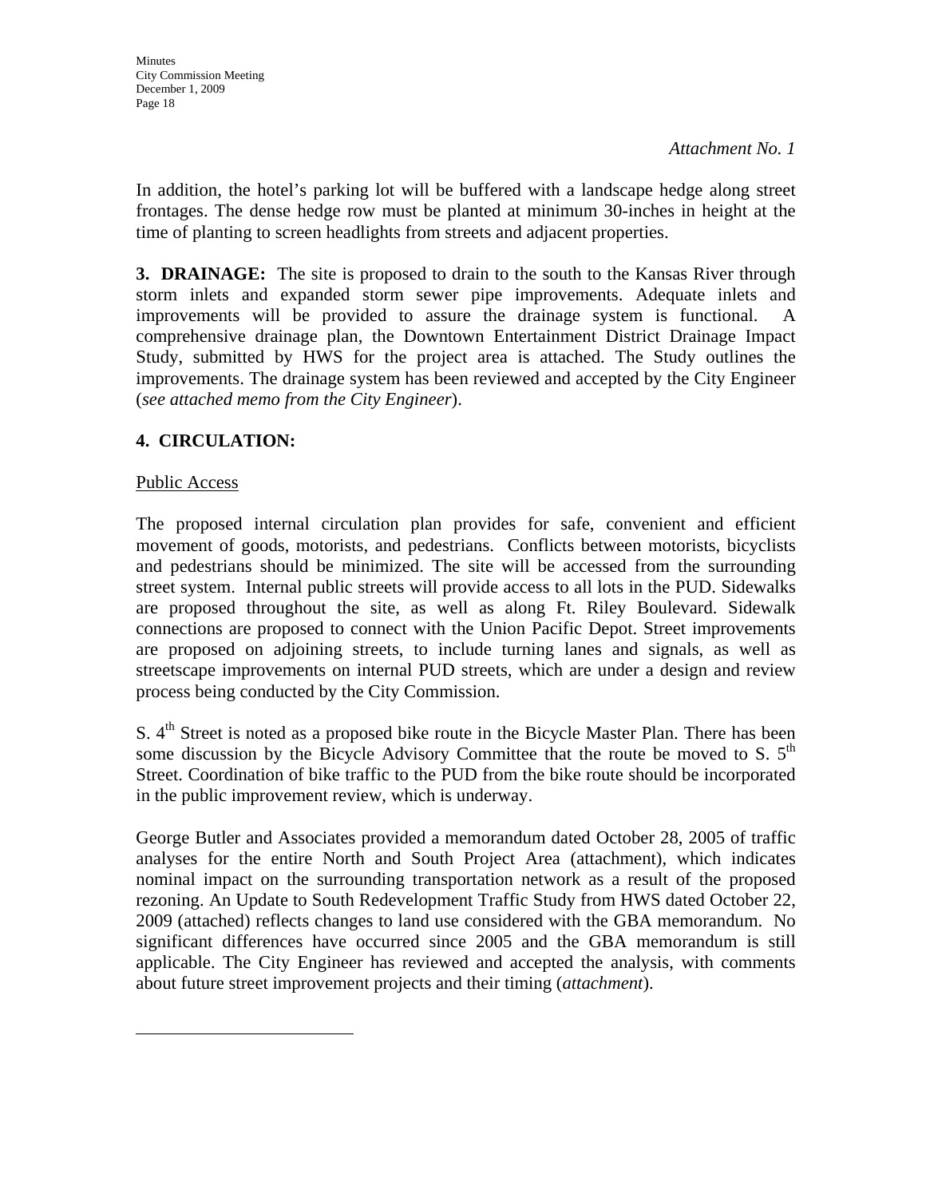*Attachment No. 1*

In addition, the hotel's parking lot will be buffered with a landscape hedge along street frontages. The dense hedge row must be planted at minimum 30-inches in height at the time of planting to screen headlights from streets and adjacent properties.

**3. DRAINAGE:** The site is proposed to drain to the south to the Kansas River through storm inlets and expanded storm sewer pipe improvements. Adequate inlets and improvements will be provided to assure the drainage system is functional. A comprehensive drainage plan, the Downtown Entertainment District Drainage Impact Study, submitted by HWS for the project area is attached. The Study outlines the improvements. The drainage system has been reviewed and accepted by the City Engineer (*see attached memo from the City Engineer*).

**4. CIRCULATION:**

Public Access

The proposed internal circulation plan provides for safe, convenient and efficient movement of goods, motorists, and pedestrians. Conflicts between motorists, bicyclists and pedestrians should be minimized. The site will be accessed from the surrounding street system. Internal public streets will provide access to all lots in the PUD. Sidewalks are proposed throughout the site, as well as along Ft. Riley Boulevard. Sidewalk connections are proposed to connect with the Union Pacific Depot. Street improvements are proposed on adjoining streets, to include turning lanes and signals, as well as streetscape improvements on internal PUD streets, which are under a design and review process being conducted by the City Commission.

S. 4th Street is noted as a proposed bike route in the Bicycle Master Plan. There has been some discussion by the Bicycle Advisory Committee that the route be moved to S. 5th Street. Coordination of bike traffic to the PUD from the bike route should be incorporated in the public improvement review, which is underway.

George Butler and Associates provided a memorandum dated October 28, 2005 of traffic analyses for the entire North and South Project Area (attachment), which indicates nominal impact on the surrounding transportation network as a result of the proposed rezoning. An Update to South Redevelopment Traffic Study from HWS dated October 22, 2009 (attached) reflects changes to land use considered with the GBA memorandum. No significant differences have occurred since 2005 and the GBA memorandum is still applicable. The City Engineer has reviewed and accepted the analysis, with comments about future street improvement projects and their timing (*attachment*).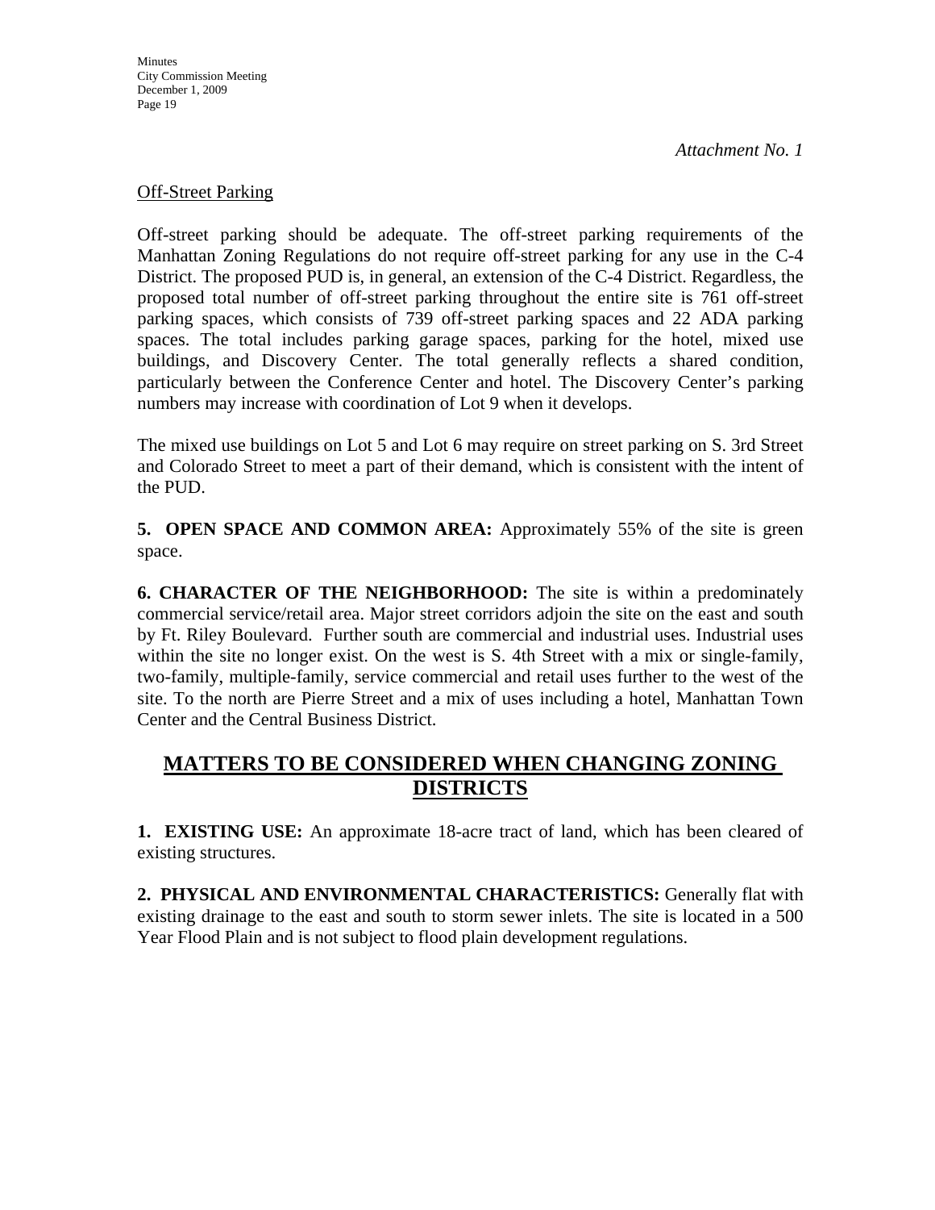*Attachment No. 1*

Off-Street Parking

Off-street parking should be adequate. The off-street parking requirements of the Manhattan Zoning Regulations do not require off-street parking for any use in the C-4 District. The proposed PUD is, in general, an extension of the C-4 District. Regardless, the proposed total number of off-street parking throughout the entire site is 761 off-street parking spaces, which consists of 739 off-street parking spaces and 22 ADA parking spaces. The total includes parking garage spaces, parking for the hotel, mixed use buildings, and Discovery Center. The total generally reflects a shared condition, particularly between the Conference Center and hotel. The Discovery Center's parking numbers may increase with coordination of Lot 9 when it develops.

The mixed use buildings on Lot 5 and Lot 6 may require on street parking on S. 3rd Street and Colorado Street to meet a part of their demand, which is consistent with the intent of the PUD.

**5. OPEN SPACE AND COMMON AREA:** Approximately 55% of the site is green space.

**6. CHARACTER OF THE NEIGHBORHOOD:** The site is within a predominately commercial service/retail area. Major street corridors adjoin the site on the east and south by Ft. Riley Boulevard. Further south are commercial and industrial uses. Industrial uses within the site no longer exist. On the west is S. 4th Street with a mix or single-family, two-family, multiple-family, service commercial and retail uses further to the west of the site. To the north are Pierre Street and a mix of uses including a hotel, Manhattan Town Center and the Central Business District.

## MATTERS TO BE CONSIDERED WHEN CHANGING ZONING DISTRICTS

**1. EXISTING USE:** An approximate 18-acre tract of land, which has been cleared of existing structures.

**2. PHYSICAL AND ENVIRONMENTAL CHARACTERISTICS:** Generally flat with existing drainage to the east and south to storm sewer inlets. The site is located in a 500 Year Flood Plain and is not subject to flood plain development regulations.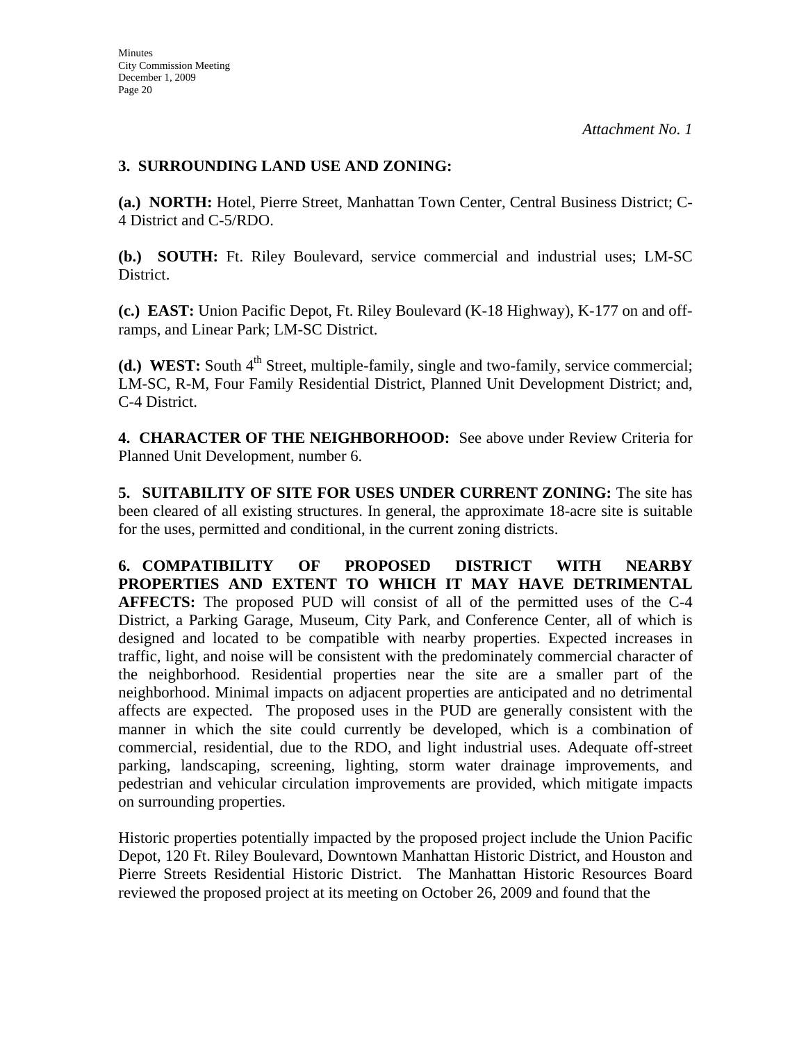*Attachment No. 1*

**3. SURROUNDING LAND USE AND ZONING:**

**(a.) NORTH:** Hotel, Pierre Street, Manhattan Town Center, Central Business District; C-4 District and C-5/RDO.

**(b.) SOUTH:** Ft. Riley Boulevard, service commercial and industrial uses; LM-SC District.

**(c.) EAST:** Union Pacific Depot, Ft. Riley Boulevard (K-18 Highway), K-177 on and off-ramps, and Linear Park; LM-SC District.

**(d.) WEST:** South 4th Street, multiple-family, single and two-family, service commercial; LM-SC, R-M, Four Family Residential District, Planned Unit Development District; and, C-4 District.

**4. CHARACTER OF THE NEIGHBORHOOD:** See above under Review Criteria for Planned Unit Development, number 6.

**5. SUITABILITY OF SITE FOR USES UNDER CURRENT ZONING:** The site has been cleared of all existing structures. In general, the approximate 18-acre site is suitable for the uses, permitted and conditional, in the current zoning districts.

**6. COMPATIBILITY OF PROPOSED DISTRICT WITH NEARBY PROPERTIES AND EXTENT TO WHICH IT MAY HAVE DETRIMENTAL AFFECTS:** The proposed PUD will consist of all of the permitted uses of the C-4 District, a Parking Garage, Museum, City Park, and Conference Center, all of which is designed and located to be compatible with nearby properties. Expected increases in traffic, light, and noise will be consistent with the predominately commercial character of the neighborhood. Residential properties near the site are a smaller part of the neighborhood. Minimal impacts on adjacent properties are anticipated and no detrimental affects are expected. The proposed uses in the PUD are generally consistent with the manner in which the site could currently be developed, which is a combination of commercial, residential, due to the RDO, and light industrial uses. Adequate off-street parking, landscaping, screening, lighting, storm water drainage improvements, and pedestrian and vehicular circulation improvements are provided, which mitigate impacts on surrounding properties.

Historic properties potentially impacted by the proposed project include the Union Pacific Depot, 120 Ft. Riley Boulevard, Downtown Manhattan Historic District, and Houston and Pierre Streets Residential Historic District. The Manhattan Historic Resources Board reviewed the proposed project at its meeting on October 26, 2009 and found that the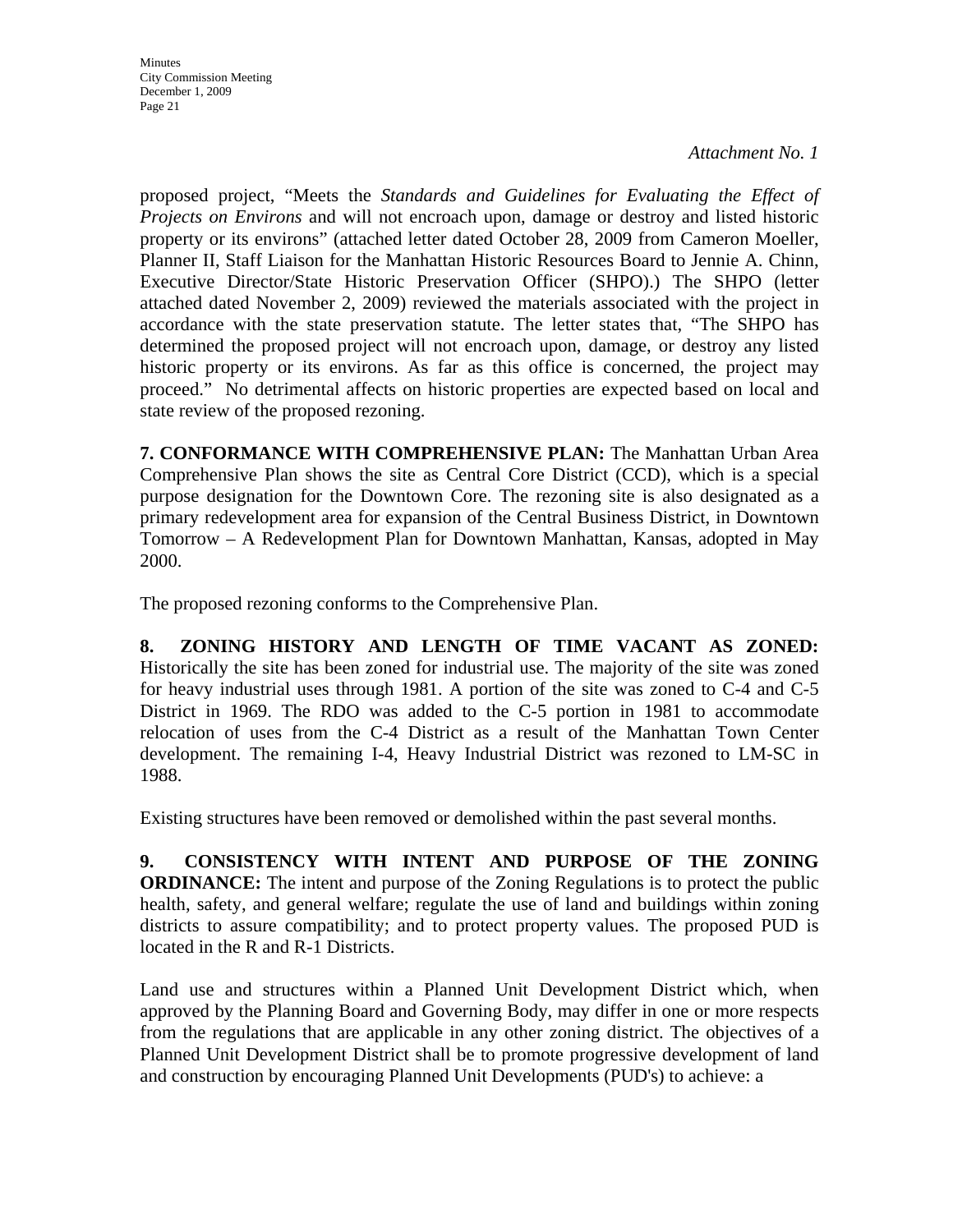*Attachment No. 1*

proposed project, "Meets the *Standards and Guidelines for Evaluating the Effect of Projects on Environs* and will not encroach upon, damage or destroy and listed historic property or its environs" (attached letter dated October 28, 2009 from Cameron Moeller, Planner II, Staff Liaison for the Manhattan Historic Resources Board to Jennie A. Chinn, Executive Director/State Historic Preservation Officer (SHPO).) The SHPO (letter attached dated November 2, 2009) reviewed the materials associated with the project in accordance with the state preservation statute. The letter states that, "The SHPO has determined the proposed project will not encroach upon, damage, or destroy any listed historic property or its environs. As far as this office is concerned, the project may proceed." No detrimental affects on historic properties are expected based on local and state review of the proposed rezoning.

**7. CONFORMANCE WITH COMPREHENSIVE PLAN:** The Manhattan Urban Area Comprehensive Plan shows the site as Central Core District (CCD), which is a special purpose designation for the Downtown Core. The rezoning site is also designated as a primary redevelopment area for expansion of the Central Business District, in Downtown Tomorrow – A Redevelopment Plan for Downtown Manhattan, Kansas, adopted in May 2000.

The proposed rezoning conforms to the Comprehensive Plan.

**8. ZONING HISTORY AND LENGTH OF TIME VACANT AS ZONED:** Historically the site has been zoned for industrial use. The majority of the site was zoned for heavy industrial uses through 1981. A portion of the site was zoned to C-4 and C-5 District in 1969. The RDO was added to the C-5 portion in 1981 to accommodate relocation of uses from the C-4 District as a result of the Manhattan Town Center development. The remaining I-4, Heavy Industrial District was rezoned to LM-SC in 1988.

Existing structures have been removed or demolished within the past several months.

**9. CONSISTENCY WITH INTENT AND PURPOSE OF THE ZONING ORDINANCE:** The intent and purpose of the Zoning Regulations is to protect the public health, safety, and general welfare; regulate the use of land and buildings within zoning districts to assure compatibility; and to protect property values. The proposed PUD is located in the R and R-1 Districts.

Land use and structures within a Planned Unit Development District which, when approved by the Planning Board and Governing Body, may differ in one or more respects from the regulations that are applicable in any other zoning district. The objectives of a Planned Unit Development District shall be to promote progressive development of land and construction by encouraging Planned Unit Developments (PUD's) to achieve: a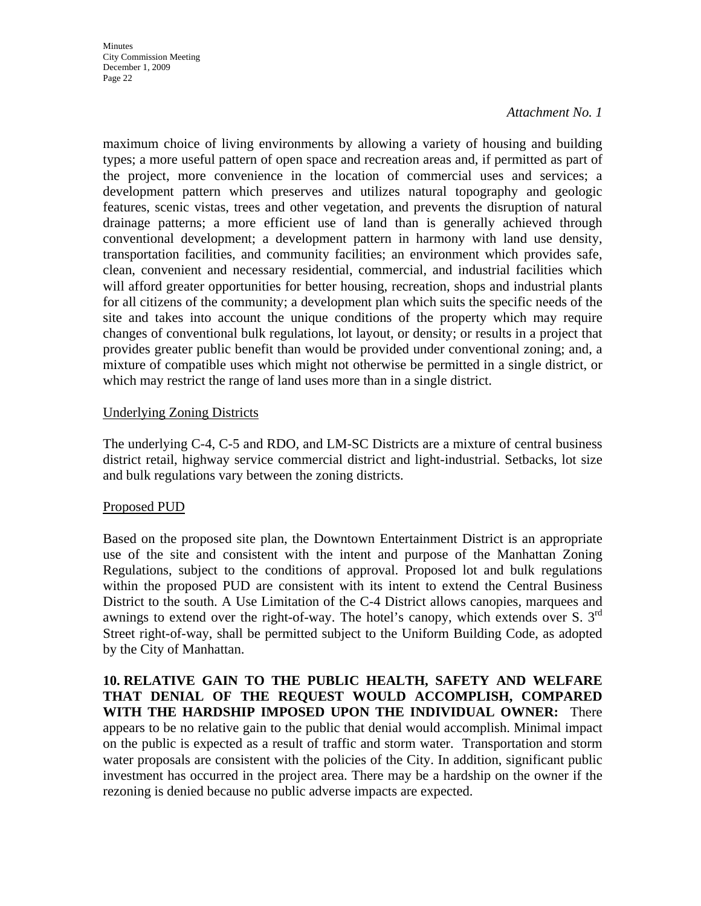*Attachment No. 1*

maximum choice of living environments by allowing a variety of housing and building types; a more useful pattern of open space and recreation areas and, if permitted as part of the project, more convenience in the location of commercial uses and services; a development pattern which preserves and utilizes natural topography and geologic features, scenic vistas, trees and other vegetation, and prevents the disruption of natural drainage patterns; a more efficient use of land than is generally achieved through conventional development; a development pattern in harmony with land use density, transportation facilities, and community facilities; an environment which provides safe, clean, convenient and necessary residential, commercial, and industrial facilities which will afford greater opportunities for better housing, recreation, shops and industrial plants for all citizens of the community; a development plan which suits the specific needs of the site and takes into account the unique conditions of the property which may require changes of conventional bulk regulations, lot layout, or density; or results in a project that provides greater public benefit than would be provided under conventional zoning; and, a mixture of compatible uses which might not otherwise be permitted in a single district, or which may restrict the range of land uses more than in a single district.

Underlying Zoning Districts

The underlying C-4, C-5 and RDO, and LM-SC Districts are a mixture of central business district retail, highway service commercial district and light-industrial. Setbacks, lot size and bulk regulations vary between the zoning districts.

Proposed PUD

Based on the proposed site plan, the Downtown Entertainment District is an appropriate use of the site and consistent with the intent and purpose of the Manhattan Zoning Regulations, subject to the conditions of approval. Proposed lot and bulk regulations within the proposed PUD are consistent with its intent to extend the Central Business District to the south. A Use Limitation of the C-4 District allows canopies, marquees and awnings to extend over the right-of-way. The hotel's canopy, which extends over S. 3rd Street right-of-way, shall be permitted subject to the Uniform Building Code, as adopted by the City of Manhattan.

**10. RELATIVE GAIN TO THE PUBLIC HEALTH, SAFETY AND WELFARE THAT DENIAL OF THE REQUEST WOULD ACCOMPLISH, COMPARED WITH THE HARDSHIP IMPOSED UPON THE INDIVIDUAL OWNER:** There appears to be no relative gain to the public that denial would accomplish. Minimal impact on the public is expected as a result of traffic and storm water. Transportation and storm water proposals are consistent with the policies of the City. In addition, significant public investment has occurred in the project area. There may be a hardship on the owner if the rezoning is denied because no public adverse impacts are expected.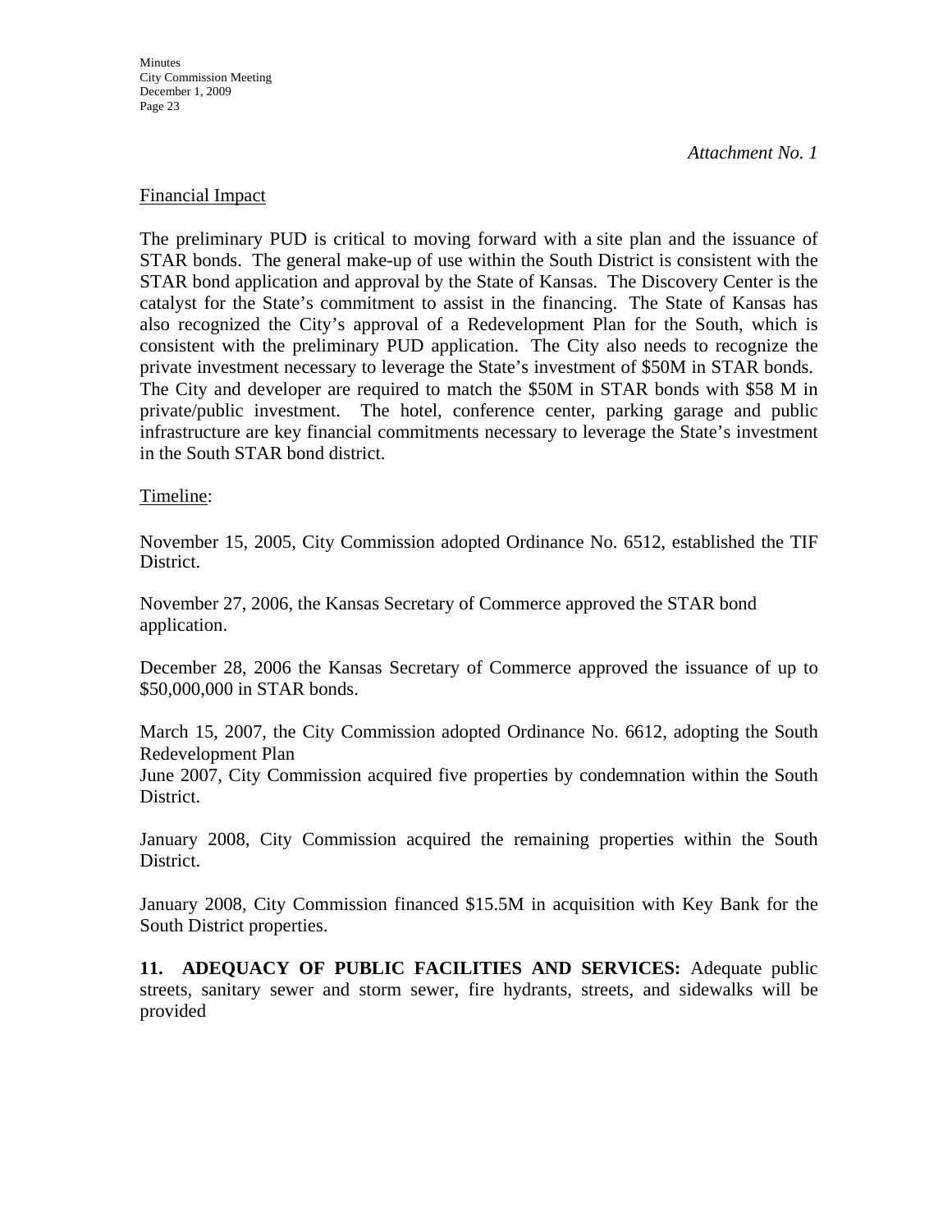*Attachment No. 1*

<u>Financial Impact</u>

The preliminary PUD is critical to moving forward with a site plan and the issuance of STAR bonds. The general make-up of use within the South District is consistent with the STAR bond application and approval by the State of Kansas. The Discovery Center is the catalyst for the State's commitment to assist in the financing. The State of Kansas has also recognized the City's approval of a Redevelopment Plan for the South, which is consistent with the preliminary PUD application. The City also needs to recognize the private investment necessary to leverage the State's investment of $50M in STAR bonds. The City and developer are required to match the $50M in STAR bonds with $58 M in private/public investment. The hotel, conference center, parking garage and public infrastructure are key financial commitments necessary to leverage the State's investment in the South STAR bond district.

<u>Timeline</u>:

November 15, 2005, City Commission adopted Ordinance No. 6512, established the TIF District.

November 27, 2006, the Kansas Secretary of Commerce approved the STAR bond application.

December 28, 2006 the Kansas Secretary of Commerce approved the issuance of up to $50,000,000 in STAR bonds.

March 15, 2007, the City Commission adopted Ordinance No. 6612, adopting the South Redevelopment Plan
June 2007, City Commission acquired five properties by condemnation within the South District.

January 2008, City Commission acquired the remaining properties within the South District.

January 2008, City Commission financed $15.5M in acquisition with Key Bank for the South District properties.

**11. ADEQUACY OF PUBLIC FACILITIES AND SERVICES:** Adequate public streets, sanitary sewer and storm sewer, fire hydrants, streets, and sidewalks will be provided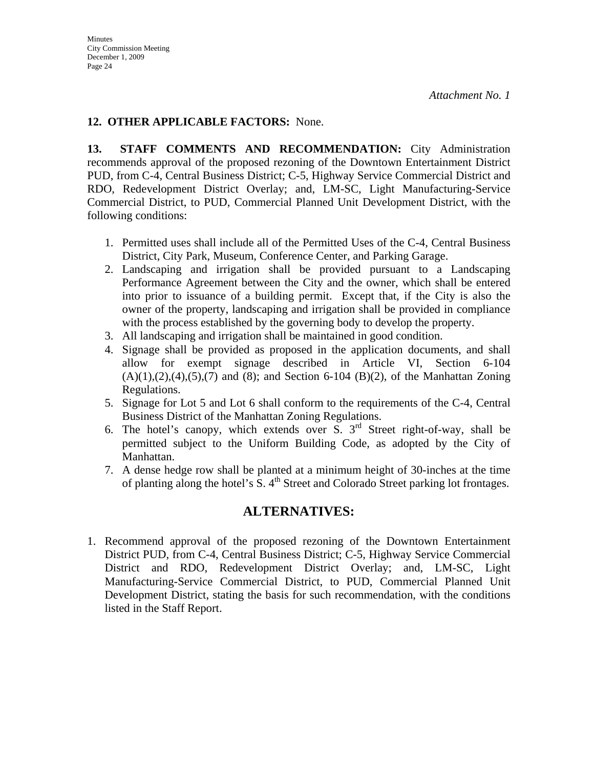*Attachment No. 1*

**12. OTHER APPLICABLE FACTORS:** None.

**13. STAFF COMMENTS AND RECOMMENDATION:** City Administration recommends approval of the proposed rezoning of the Downtown Entertainment District PUD, from C-4, Central Business District; C-5, Highway Service Commercial District and RDO, Redevelopment District Overlay; and, LM-SC, Light Manufacturing-Service Commercial District, to PUD, Commercial Planned Unit Development District, with the following conditions:

1. Permitted uses shall include all of the Permitted Uses of the C-4, Central Business District, City Park, Museum, Conference Center, and Parking Garage.
2. Landscaping and irrigation shall be provided pursuant to a Landscaping Performance Agreement between the City and the owner, which shall be entered into prior to issuance of a building permit. Except that, if the City is also the owner of the property, landscaping and irrigation shall be provided in compliance with the process established by the governing body to develop the property.
3. All landscaping and irrigation shall be maintained in good condition.
4. Signage shall be provided as proposed in the application documents, and shall allow for exempt signage described in Article VI, Section 6-104 (A)(1),(2),(4),(5),(7) and (8); and Section 6-104 (B)(2), of the Manhattan Zoning Regulations.
5. Signage for Lot 5 and Lot 6 shall conform to the requirements of the C-4, Central Business District of the Manhattan Zoning Regulations.
6. The hotel's canopy, which extends over S. 3rd Street right-of-way, shall be permitted subject to the Uniform Building Code, as adopted by the City of Manhattan.
7. A dense hedge row shall be planted at a minimum height of 30-inches at the time of planting along the hotel's S. 4th Street and Colorado Street parking lot frontages.

## ALTERNATIVES:

1. Recommend approval of the proposed rezoning of the Downtown Entertainment District PUD, from C-4, Central Business District; C-5, Highway Service Commercial District and RDO, Redevelopment District Overlay; and, LM-SC, Light Manufacturing-Service Commercial District, to PUD, Commercial Planned Unit Development District, stating the basis for such recommendation, with the conditions listed in the Staff Report.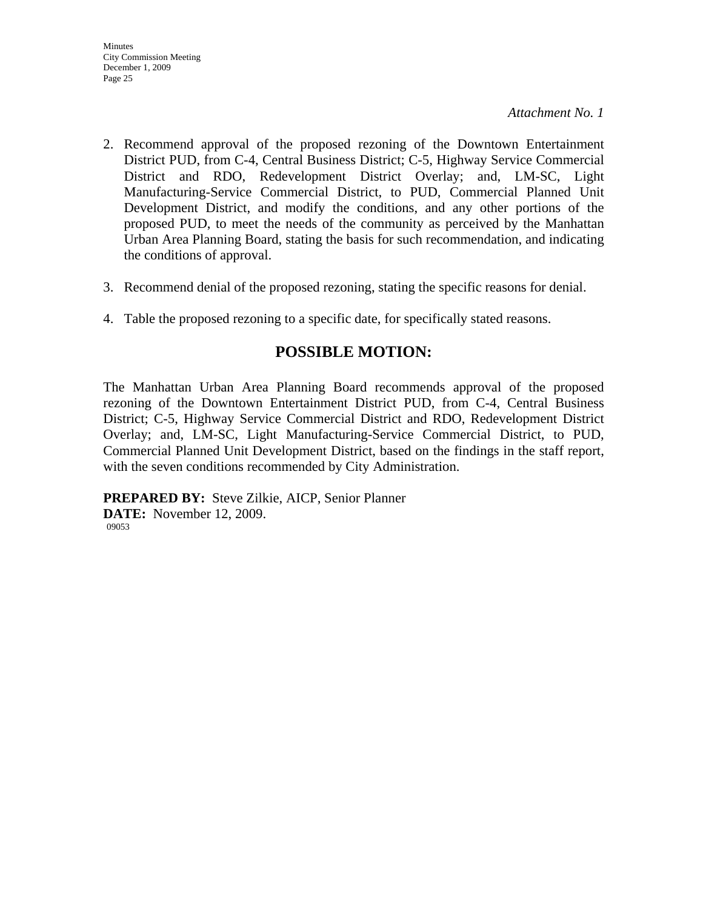*Attachment No. 1*

2. Recommend approval of the proposed rezoning of the Downtown Entertainment District PUD, from C-4, Central Business District; C-5, Highway Service Commercial District and RDO, Redevelopment District Overlay; and, LM-SC, Light Manufacturing-Service Commercial District, to PUD, Commercial Planned Unit Development District, and modify the conditions, and any other portions of the proposed PUD, to meet the needs of the community as perceived by the Manhattan Urban Area Planning Board, stating the basis for such recommendation, and indicating the conditions of approval.

3. Recommend denial of the proposed rezoning, stating the specific reasons for denial.

4. Table the proposed rezoning to a specific date, for specifically stated reasons.

## POSSIBLE MOTION:

The Manhattan Urban Area Planning Board recommends approval of the proposed rezoning of the Downtown Entertainment District PUD, from C-4, Central Business District; C-5, Highway Service Commercial District and RDO, Redevelopment District Overlay; and, LM-SC, Light Manufacturing-Service Commercial District, to PUD, Commercial Planned Unit Development District, based on the findings in the staff report, with the seven conditions recommended by City Administration.

**PREPARED BY:** Steve Zilkie, AICP, Senior Planner
**DATE:** November 12, 2009.
09053